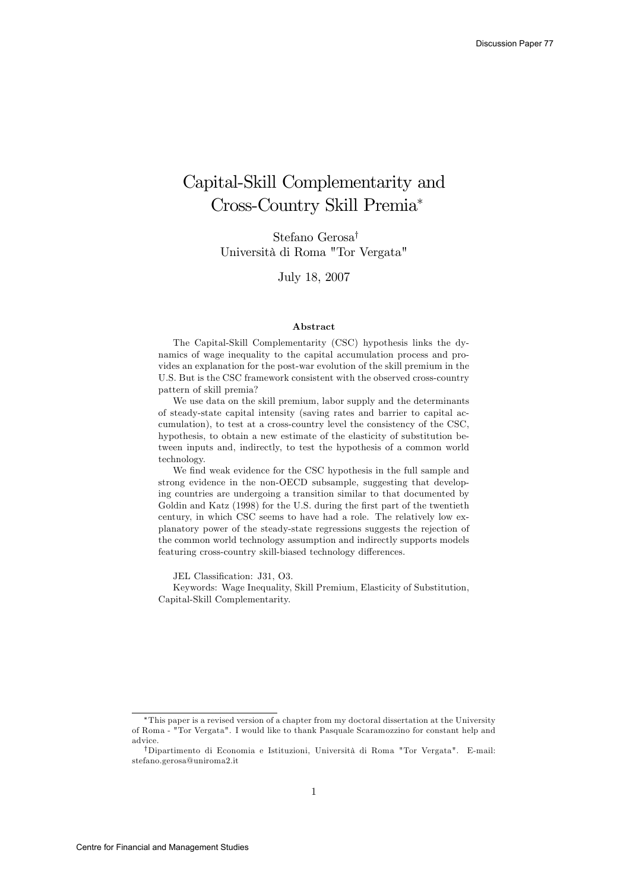# Capital-Skill Complementarity and Cross-Country Skill Premia*

Stefano Gerosa†
Università di Roma "Tor Vergata"

July 18, 2007

## Abstract

The Capital-Skill Complementarity (CSC) hypothesis links the dynamics of wage inequality to the capital accumulation process and provides an explanation for the post-war evolution of the skill premium in the U.S. But is the CSC framework consistent with the observed cross-country pattern of skill premia?

We use data on the skill premium, labor supply and the determinants of steady-state capital intensity (saving rates and barrier to capital accumulation), to test at a cross-country level the consistency of the CSC, hypothesis, to obtain a new estimate of the elasticity of substitution between inputs and, indirectly, to test the hypothesis of a common world technology.

We find weak evidence for the CSC hypothesis in the full sample and strong evidence in the non-OECD subsample, suggesting that developing countries are undergoing a transition similar to that documented by Goldin and Katz (1998) for the U.S. during the first part of the twentieth century, in which CSC seems to have had a role. The relatively low explanatory power of the steady-state regressions suggests the rejection of the common world technology assumption and indirectly supports models featuring cross-country skill-biased technology differences.

JEL Classification: J31, O3.

Keywords: Wage Inequality, Skill Premium, Elasticity of Substitution, Capital-Skill Complementarity.

---

*This paper is a revised version of a chapter from my doctoral dissertation at the University of Roma - "Tor Vergata". I would like to thank Pasquale Scaramozzino for constant help and advice.

†Dipartimento di Economia e Istituzioni, Università di Roma "Tor Vergata". E-mail: stefano.gerosa@uniroma2.it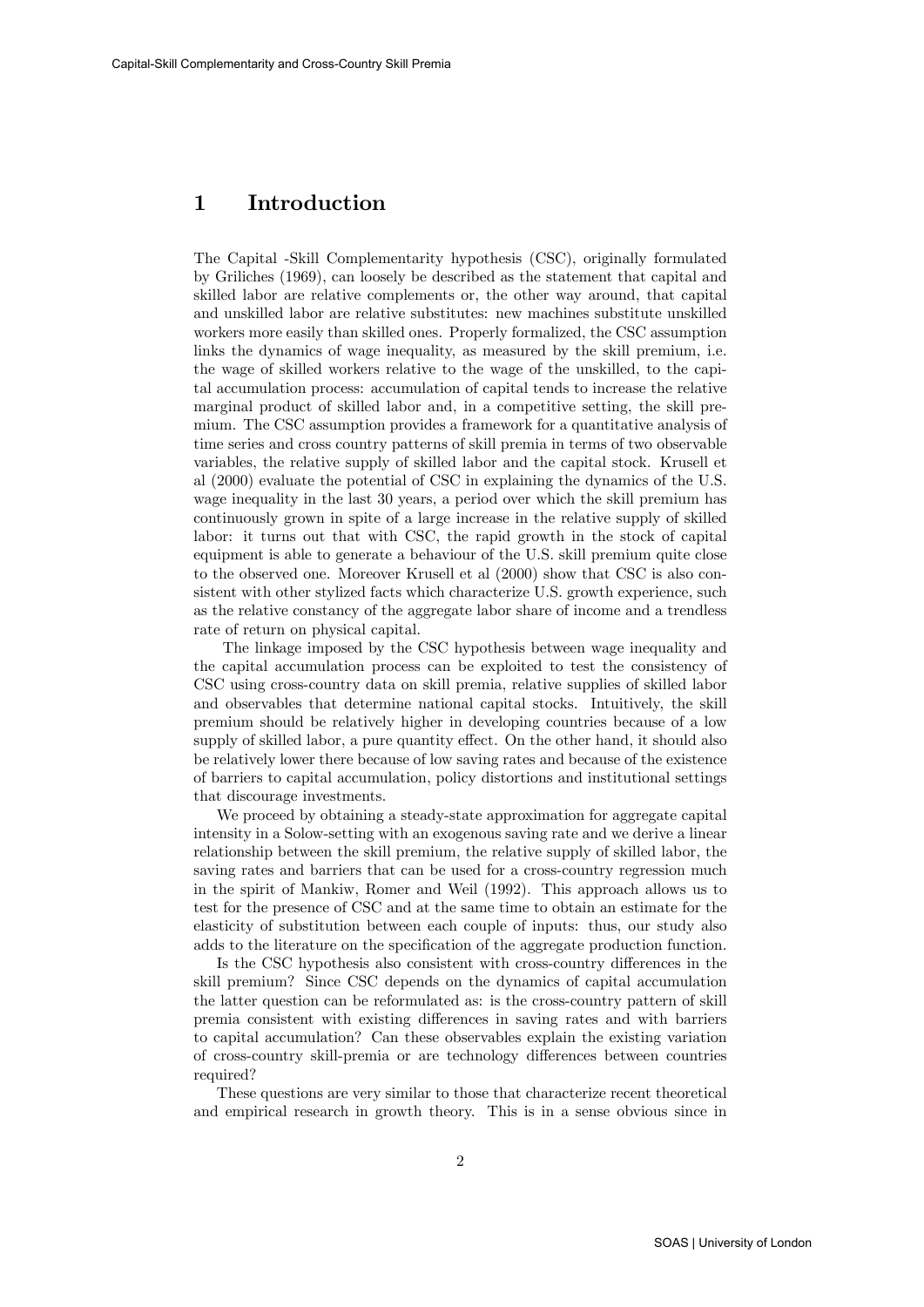# 1 Introduction

The Capital -Skill Complementarity hypothesis (CSC), originally formulated by Griliches (1969), can loosely be described as the statement that capital and skilled labor are relative complements or, the other way around, that capital and unskilled labor are relative substitutes: new machines substitute unskilled workers more easily than skilled ones. Properly formalized, the CSC assumption links the dynamics of wage inequality, as measured by the skill premium, i.e. the wage of skilled workers relative to the wage of the unskilled, to the capital accumulation process: accumulation of capital tends to increase the relative marginal product of skilled labor and, in a competitive setting, the skill premium. The CSC assumption provides a framework for a quantitative analysis of time series and cross country patterns of skill premia in terms of two observable variables, the relative supply of skilled labor and the capital stock. Krusell et al (2000) evaluate the potential of CSC in explaining the dynamics of the U.S. wage inequality in the last 30 years, a period over which the skill premium has continuously grown in spite of a large increase in the relative supply of skilled labor: it turns out that with CSC, the rapid growth in the stock of capital equipment is able to generate a behaviour of the U.S. skill premium quite close to the observed one. Moreover Krusell et al (2000) show that CSC is also consistent with other stylized facts which characterize U.S. growth experience, such as the relative constancy of the aggregate labor share of income and a trendless rate of return on physical capital.

The linkage imposed by the CSC hypothesis between wage inequality and the capital accumulation process can be exploited to test the consistency of CSC using cross-country data on skill premia, relative supplies of skilled labor and observables that determine national capital stocks. Intuitively, the skill premium should be relatively higher in developing countries because of a low supply of skilled labor, a pure quantity effect. On the other hand, it should also be relatively lower there because of low saving rates and because of the existence of barriers to capital accumulation, policy distortions and institutional settings that discourage investments.

We proceed by obtaining a steady-state approximation for aggregate capital intensity in a Solow-setting with an exogenous saving rate and we derive a linear relationship between the skill premium, the relative supply of skilled labor, the saving rates and barriers that can be used for a cross-country regression much in the spirit of Mankiw, Romer and Weil (1992). This approach allows us to test for the presence of CSC and at the same time to obtain an estimate for the elasticity of substitution between each couple of inputs: thus, our study also adds to the literature on the specification of the aggregate production function.

Is the CSC hypothesis also consistent with cross-country differences in the skill premium? Since CSC depends on the dynamics of capital accumulation the latter question can be reformulated as: is the cross-country pattern of skill premia consistent with existing differences in saving rates and with barriers to capital accumulation? Can these observables explain the existing variation of cross-country skill-premia or are technology differences between countries required?

These questions are very similar to those that characterize recent theoretical and empirical research in growth theory. This is in a sense obvious since in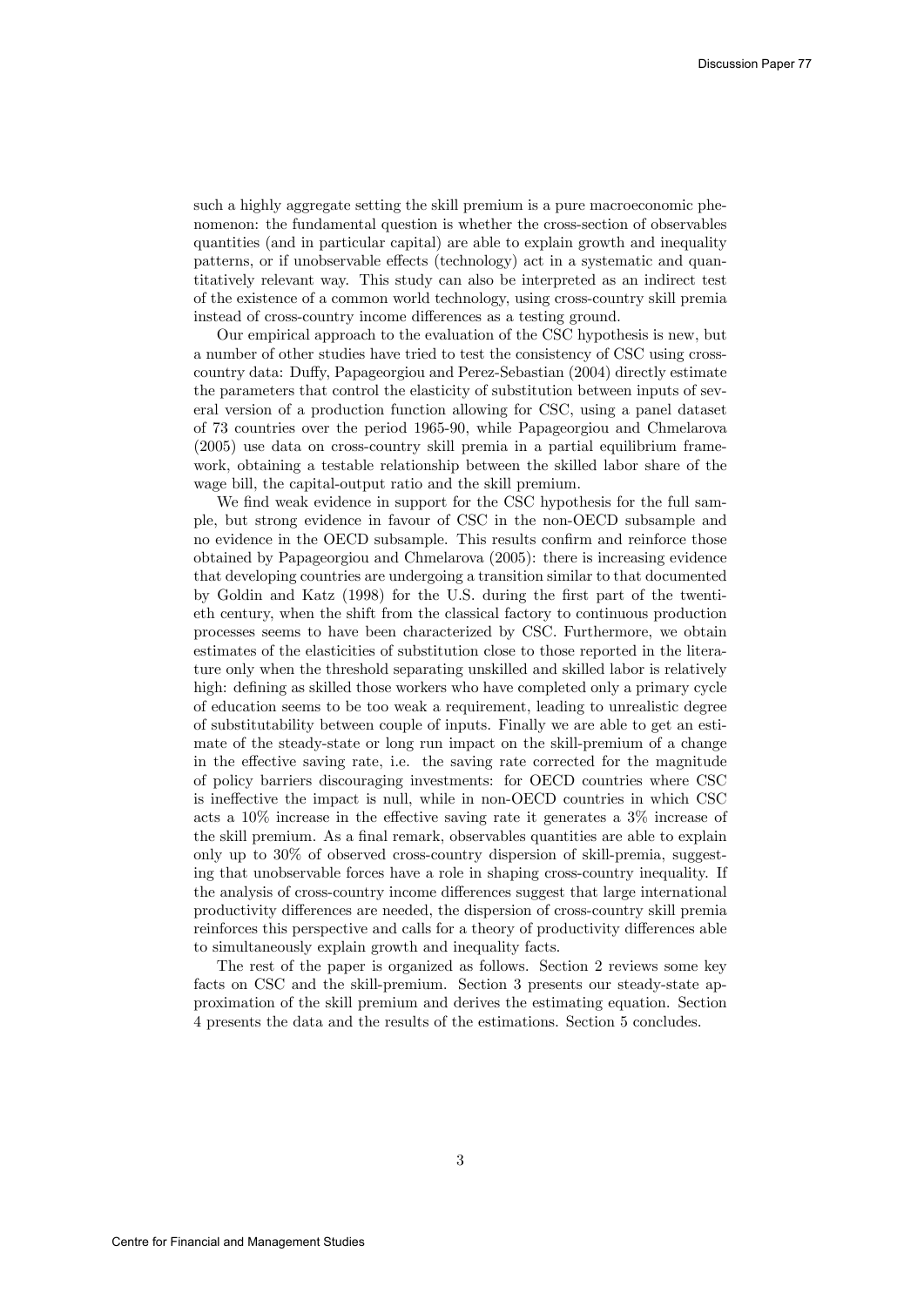such a highly aggregate setting the skill premium is a pure macroeconomic phenomenon: the fundamental question is whether the cross-section of observables quantities (and in particular capital) are able to explain growth and inequality patterns, or if unobservable effects (technology) act in a systematic and quantitatively relevant way. This study can also be interpreted as an indirect test of the existence of a common world technology, using cross-country skill premia instead of cross-country income differences as a testing ground.

Our empirical approach to the evaluation of the CSC hypothesis is new, but a number of other studies have tried to test the consistency of CSC using cross-country data: Duffy, Papageorgiou and Perez-Sebastian (2004) directly estimate the parameters that control the elasticity of substitution between inputs of several version of a production function allowing for CSC, using a panel dataset of 73 countries over the period 1965-90, while Papageorgiou and Chmelarova (2005) use data on cross-country skill premia in a partial equilibrium framework, obtaining a testable relationship between the skilled labor share of the wage bill, the capital-output ratio and the skill premium.

We find weak evidence in support for the CSC hypothesis for the full sample, but strong evidence in favour of CSC in the non-OECD subsample and no evidence in the OECD subsample. This results confirm and reinforce those obtained by Papageorgiou and Chmelarova (2005): there is increasing evidence that developing countries are undergoing a transition similar to that documented by Goldin and Katz (1998) for the U.S. during the first part of the twentieth century, when the shift from the classical factory to continuous production processes seems to have been characterized by CSC. Furthermore, we obtain estimates of the elasticities of substitution close to those reported in the literature only when the threshold separating unskilled and skilled labor is relatively high: defining as skilled those workers who have completed only a primary cycle of education seems to be too weak a requirement, leading to unrealistic degree of substitutability between couple of inputs. Finally we are able to get an estimate of the steady-state or long run impact on the skill-premium of a change in the effective saving rate, i.e. the saving rate corrected for the magnitude of policy barriers discouraging investments: for OECD countries where CSC is ineffective the impact is null, while in non-OECD countries in which CSC acts a 10% increase in the effective saving rate it generates a 3% increase of the skill premium. As a final remark, observables quantities are able to explain only up to 30% of observed cross-country dispersion of skill-premia, suggesting that unobservable forces have a role in shaping cross-country inequality. If the analysis of cross-country income differences suggest that large international productivity differences are needed, the dispersion of cross-country skill premia reinforces this perspective and calls for a theory of productivity differences able to simultaneously explain growth and inequality facts.

The rest of the paper is organized as follows. Section 2 reviews some key facts on CSC and the skill-premium. Section 3 presents our steady-state approximation of the skill premium and derives the estimating equation. Section 4 presents the data and the results of the estimations. Section 5 concludes.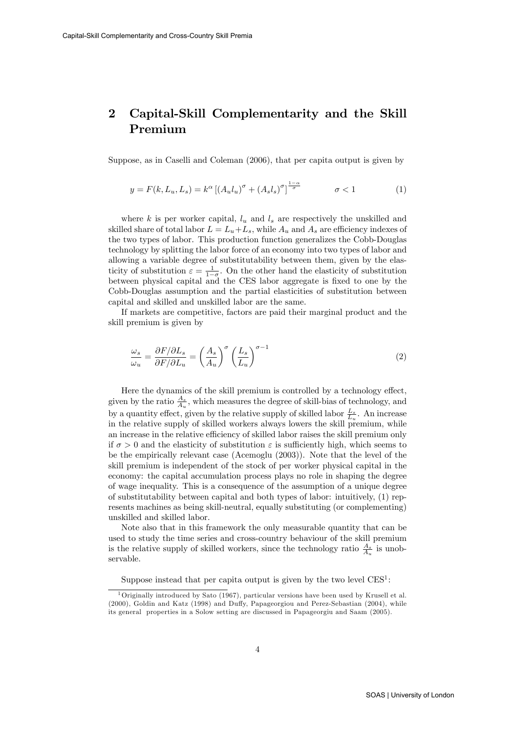## 2 Capital-Skill Complementarity and the Skill Premium

Suppose, as in Caselli and Coleman (2006), that per capita output is given by

$$y = F(k, L_u, L_s) = k^{\alpha} \left[ (A_u l_u)^{\sigma} + (A_s l_s)^{\sigma} \right]^{\frac{1-\alpha}{\sigma}} \qquad \sigma < 1 \tag{1}$$

where $k$ is per worker capital, $l_u$ and $l_s$ are respectively the unskilled and skilled share of total labor $L = L_u + L_s$, while $A_u$ and $A_s$ are efficiency indexes of the two types of labor. This production function generalizes the Cobb-Douglas technology by splitting the labor force of an economy into two types of labor and allowing a variable degree of substitutability between them, given by the elasticity of substitution $\varepsilon = \frac{1}{1-\sigma}$. On the other hand the elasticity of substitution between physical capital and the CES labor aggregate is fixed to one by the Cobb-Douglas assumption and the partial elasticities of substitution between capital and skilled and unskilled labor are the same.

If markets are competitive, factors are paid their marginal product and the skill premium is given by

$$\frac{\omega_s}{\omega_u} = \frac{\partial F / \partial L_s}{\partial F / \partial L_u} = \left( \frac{A_s}{A_u} \right)^{\sigma} \left( \frac{L_s}{L_u} \right)^{\sigma - 1} \tag{2}$$

Here the dynamics of the skill premium is controlled by a technology effect, given by the ratio $\frac{A_s}{A_u}$, which measures the degree of skill-bias of technology, and by a quantity effect, given by the relative supply of skilled labor $\frac{L_s}{L_u}$. An increase in the relative supply of skilled workers always lowers the skill premium, while an increase in the relative efficiency of skilled labor raises the skill premium only if $\sigma > 0$ and the elasticity of substitution $\varepsilon$ is sufficiently high, which seems to be the empirically relevant case (Acemoglu (2003)). Note that the level of the skill premium is independent of the stock of per worker physical capital in the economy: the capital accumulation process plays no role in shaping the degree of wage inequality. This is a consequence of the assumption of a unique degree of substitutability between capital and both types of labor: intuitively, (1) represents machines as being skill-neutral, equally substituting (or complementing) unskilled and skilled labor.

Note also that in this framework the only measurable quantity that can be used to study the time series and cross-country behaviour of the skill premium is the relative supply of skilled workers, since the technology ratio $\frac{A_s}{A_u}$ is unobservable.

Suppose instead that per capita output is given by the two level CES[1]:

[1] Originally introduced by Sato (1967), particular versions have been used by Krusell et al. (2000), Goldin and Katz (1998) and Duffy, Papageorgiou and Perez-Sebastian (2004), while its general properties in a Solow setting are discussed in Papageorgiu and Saam (2005).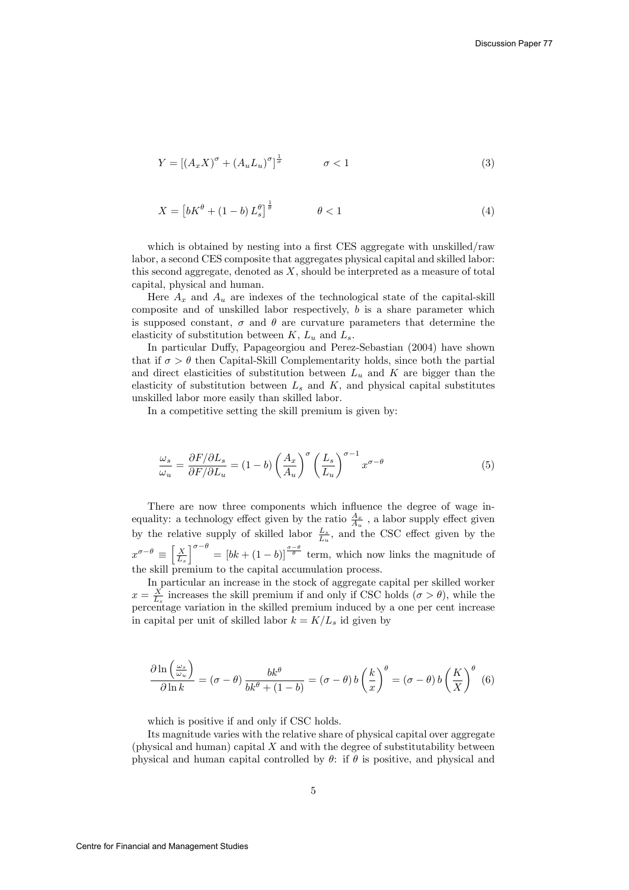$$Y = \left[ (A_x X)^\sigma + (A_u L_u)^\sigma \right]^{\frac{1}{\sigma}} \qquad \sigma < 1 \tag{3}$$

$$X = \left[ bK^\theta + (1-b) L_s^\theta \right]^{\frac{1}{\theta}} \qquad \theta < 1 \tag{4}$$

which is obtained by nesting into a first CES aggregate with unskilled/raw labor, a second CES composite that aggregates physical capital and skilled labor: this second aggregate, denoted as $X$, should be interpreted as a measure of total capital, physical and human.

Here $A_x$ and $A_u$ are indexes of the technological state of the capital-skill composite and of unskilled labor respectively, $b$ is a share parameter which is supposed constant, $\sigma$ and $\theta$ are curvature parameters that determine the elasticity of substitution between $K$, $L_u$ and $L_s$.

In particular Duffy, Papageorgiou and Perez-Sebastian (2004) have shown that if $\sigma > \theta$ then Capital-Skill Complementarity holds, since both the partial and direct elasticities of substitution between $L_u$ and $K$ are bigger than the elasticity of substitution between $L_s$ and $K$, and physical capital substitutes unskilled labor more easily than skilled labor.

In a competitive setting the skill premium is given by:

$$\frac{\omega_s}{\omega_u} = \frac{\partial F / \partial L_s}{\partial F / \partial L_u} = (1-b) \left( \frac{A_x}{A_u} \right)^\sigma \left( \frac{L_s}{L_u} \right)^{\sigma - 1} x^{\sigma - \theta} \tag{5}$$

There are now three components which influence the degree of wage inequality: a technology effect given by the ratio $\frac{A_x}{A_u}$ , a labor supply effect given by the relative supply of skilled labor $\frac{L_s}{L_u}$, and the CSC effect given by the $x^{\sigma-\theta} \equiv \left[ \frac{X}{L_s} \right]^{\sigma - \theta} = \left[ bk + (1-b) \right]^{\frac{\sigma-\theta}{\theta}}$ term, which now links the magnitude of the skill premium to the capital accumulation process.

In particular an increase in the stock of aggregate capital per skilled worker $x = \frac{X}{L_s}$ increases the skill premium if and only if CSC holds ($\sigma > \theta$), while the percentage variation in the skilled premium induced by a one per cent increase in capital per unit of skilled labor $k = K/L_s$ id given by

$$\frac{\partial \ln \left( \frac{\omega_s}{\omega_u} \right)}{\partial \ln k} = (\sigma - \theta) \frac{bk^\theta}{bk^\theta + (1-b)} = (\sigma - \theta) \, b \left( \frac{k}{x} \right)^\theta = (\sigma - \theta) \, b \left( \frac{K}{X} \right)^\theta \tag{6}$$

which is positive if and only if CSC holds.

Its magnitude varies with the relative share of physical capital over aggregate (physical and human) capital $X$ and with the degree of substitutability between physical and human capital controlled by $\theta$: if $\theta$ is positive, and physical and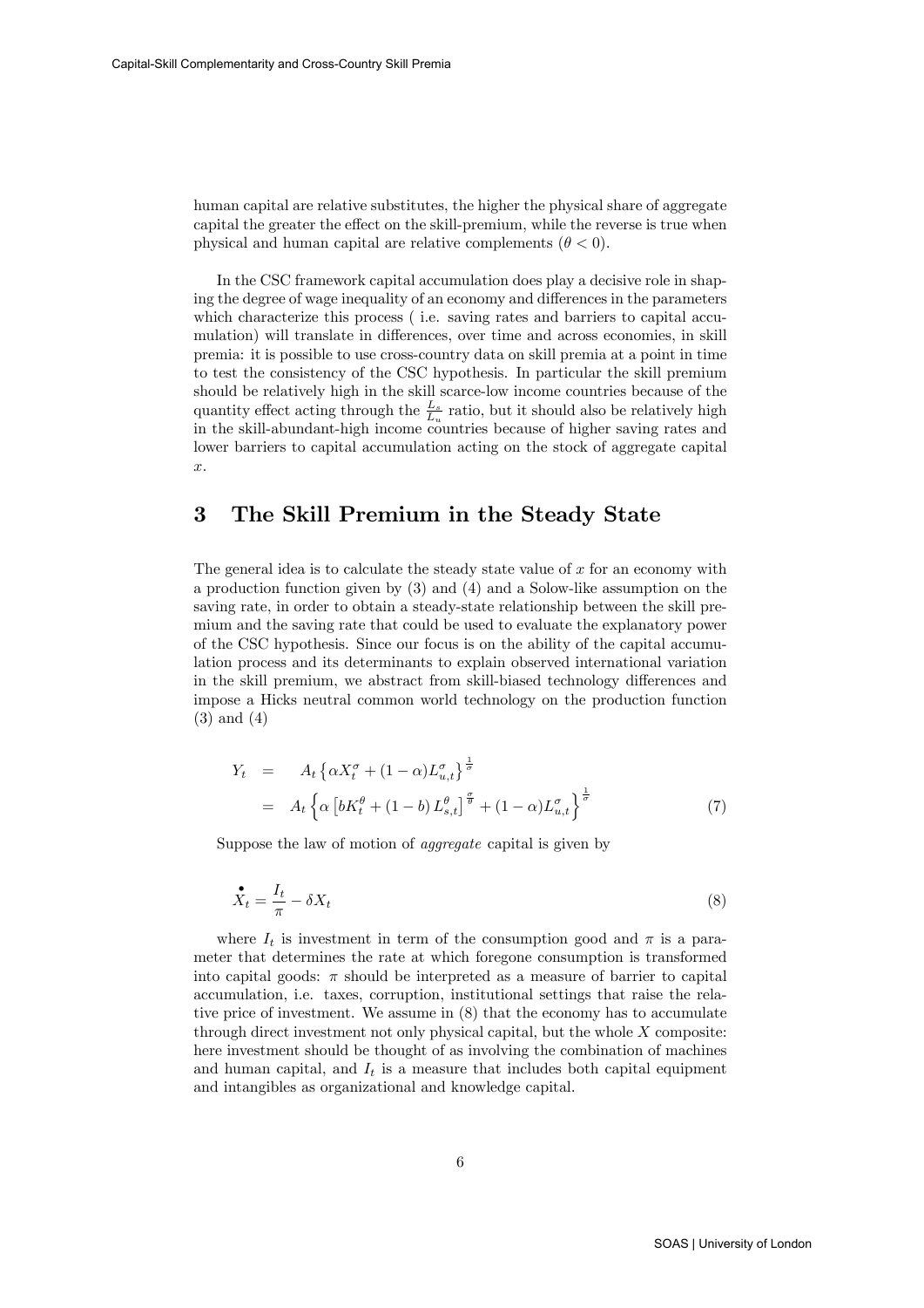human capital are relative substitutes, the higher the physical share of aggregate capital the greater the effect on the skill-premium, while the reverse is true when physical and human capital are relative complements ($\theta < 0$).

In the CSC framework capital accumulation does play a decisive role in shaping the degree of wage inequality of an economy and differences in the parameters which characterize this process ( i.e. saving rates and barriers to capital accumulation) will translate in differences, over time and across economies, in skill premia: it is possible to use cross-country data on skill premia at a point in time to test the consistency of the CSC hypothesis. In particular the skill premium should be relatively high in the skill scarce-low income countries because of the quantity effect acting through the $\frac{L_s}{L_u}$ ratio, but it should also be relatively high in the skill-abundant-high income countries because of higher saving rates and lower barriers to capital accumulation acting on the stock of aggregate capital $x$.

# 3 The Skill Premium in the Steady State

The general idea is to calculate the steady state value of $x$ for an economy with a production function given by (3) and (4) and a Solow-like assumption on the saving rate, in order to obtain a steady-state relationship between the skill premium and the saving rate that could be used to evaluate the explanatory power of the CSC hypothesis. Since our focus is on the ability of the capital accumulation process and its determinants to explain observed international variation in the skill premium, we abstract from skill-biased technology differences and impose a Hicks neutral common world technology on the production function (3) and (4)

$$
\begin{aligned}
Y_t &= A_t \left\{ \alpha X_t^{\sigma} + (1-\alpha) L_{u,t}^{\sigma} \right\}^{\frac{1}{\sigma}} \\
&= A_t \left\{ \alpha \left[ b K_t^{\theta} + (1-b) L_{s,t}^{\theta} \right]^{\frac{\sigma}{\theta}} + (1-\alpha) L_{u,t}^{\sigma} \right\}^{\frac{1}{\sigma}} \qquad (7)
\end{aligned}
$$

Suppose the law of motion of *aggregate* capital is given by

$$
\overset{\bullet}{X}_t = \frac{I_t}{\pi} - \delta X_t \qquad (8)
$$

where $I_t$ is investment in term of the consumption good and $\pi$ is a parameter that determines the rate at which foregone consumption is transformed into capital goods: $\pi$ should be interpreted as a measure of barrier to capital accumulation, i.e. taxes, corruption, institutional settings that raise the relative price of investment. We assume in (8) that the economy has to accumulate through direct investment not only physical capital, but the whole $X$ composite: here investment should be thought of as involving the combination of machines and human capital, and $I_t$ is a measure that includes both capital equipment and intangibles as organizational and knowledge capital.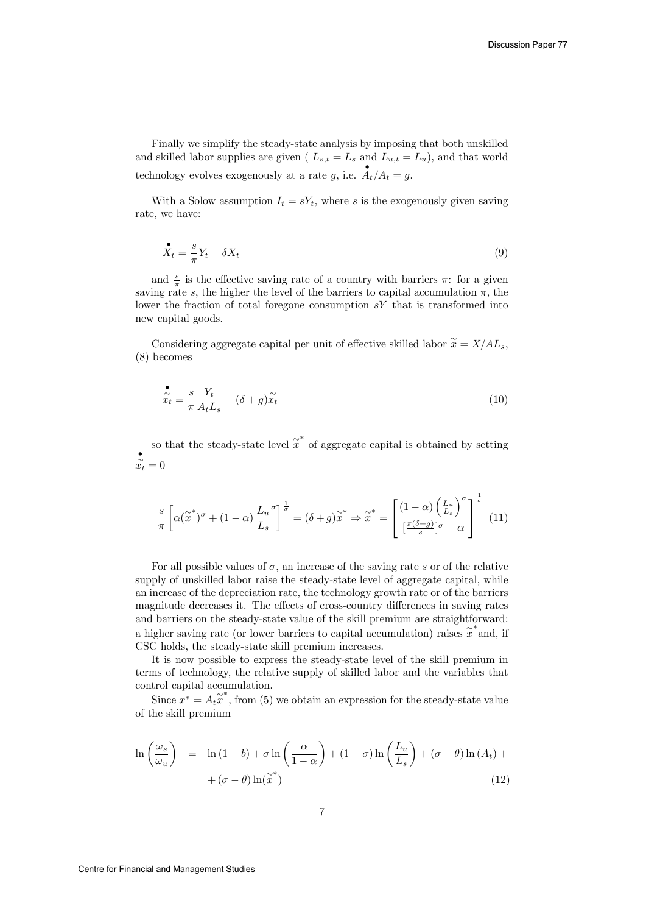Finally we simplify the steady-state analysis by imposing that both unskilled and skilled labor supplies are given ( $L_{s,t} = L_s$ and $L_{u,t} = L_u$), and that world technology evolves exogenously at a rate $g$, i.e. $\overset{\bullet}{A}_t / A_t = g$.

With a Solow assumption $I_t = sY_t$, where $s$ is the exogenously given saving rate, we have:

$$\overset{\bullet}{X}_t = \frac{s}{\pi} Y_t - \delta X_t \tag{9}$$

and $\frac{s}{\pi}$ is the effective saving rate of a country with barriers $\pi$: for a given saving rate $s$, the higher the level of the barriers to capital accumulation $\pi$, the lower the fraction of total foregone consumption $sY$ that is transformed into new capital goods.

Considering aggregate capital per unit of effective skilled labor $\widetilde{x} = X/AL_s$, (8) becomes

$$\overset{\bullet}{\widetilde{x}}_t = \frac{s}{\pi} \frac{Y_t}{A_t L_s} - (\delta + g)\widetilde{x}_t \tag{10}$$

so that the steady-state level $\widetilde{x}^*$ of aggregate capital is obtained by setting $\overset{\bullet}{\widetilde{x}}_t = 0$

$$\frac{s}{\pi}\left[\alpha(\widetilde{x}^*)^\sigma + (1-\alpha)\frac{L_u}{L_s}^\sigma\right]^{\frac{1}{\sigma}} = (\delta + g)\widetilde{x}^* \Rightarrow \widetilde{x}^* = \left[\frac{(1-\alpha)\left(\frac{L_u}{L_s}\right)^\sigma}{\left[\frac{\pi(\delta+g)}{s}\right]^\sigma - \alpha}\right]^{\frac{1}{\sigma}} \tag{11}$$

For all possible values of $\sigma$, an increase of the saving rate $s$ or of the relative supply of unskilled labor raise the steady-state level of aggregate capital, while an increase of the depreciation rate, the technology growth rate or of the barriers magnitude decreases it. The effects of cross-country differences in saving rates and barriers on the steady-state value of the skill premium are straightforward: a higher saving rate (or lower barriers to capital accumulation) raises $\widetilde{x}^*$ and, if CSC holds, the steady-state skill premium increases.

It is now possible to express the steady-state level of the skill premium in terms of technology, the relative supply of skilled labor and the variables that control capital accumulation.

Since $x^* = A_t\widetilde{x}^*$, from (5) we obtain an expression for the steady-state value of the skill premium

$$\begin{aligned}\ln\left(\frac{\omega_s}{\omega_u}\right) &= \ln(1-b) + \sigma\ln\left(\frac{\alpha}{1-\alpha}\right) + (1-\sigma)\ln\left(\frac{L_u}{L_s}\right) + (\sigma-\theta)\ln(A_t) + \\ &\quad + (\sigma-\theta)\ln(\widetilde{x}^*)\end{aligned} \tag{12}$$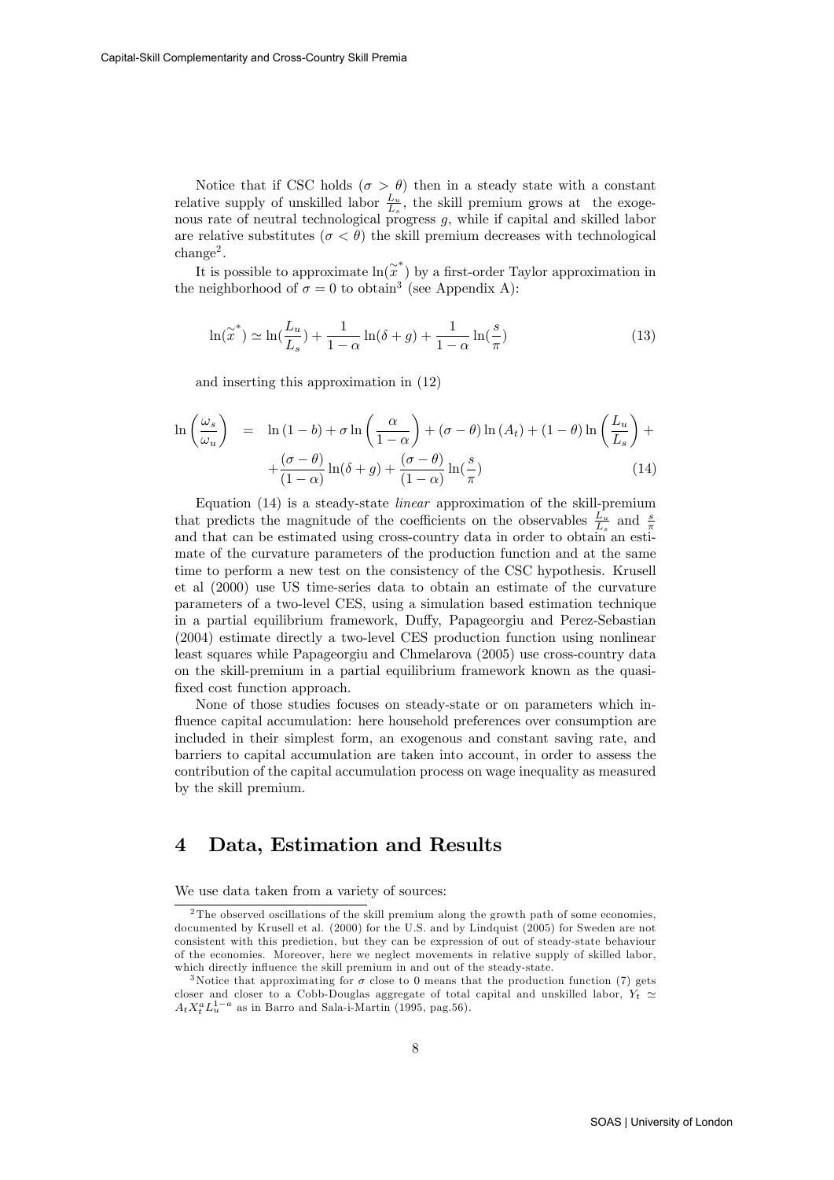Notice that if CSC holds ($\sigma > \theta$) then in a steady state with a constant relative supply of unskilled labor $\frac{L_u}{L_s}$, the skill premium grows at the exogenous rate of neutral technological progress $g$, while if capital and skilled labor are relative substitutes ($\sigma < \theta$) the skill premium decreases with technological change[2].

It is possible to approximate $\ln(\widetilde{x}^*)$ by a first-order Taylor approximation in the neighborhood of $\sigma = 0$ to obtain[3] (see Appendix A):

$$\ln(\widetilde{x}^*) \simeq \ln(\frac{L_u}{L_s}) + \frac{1}{1-\alpha}\ln(\delta + g) + \frac{1}{1-\alpha}\ln(\frac{s}{\pi}) \tag{13}$$

and inserting this approximation in (12)

$$\ln\left(\frac{\omega_s}{\omega_u}\right) = \ln(1-b) + \sigma \ln\left(\frac{\alpha}{1-\alpha}\right) + (\sigma - \theta)\ln(A_t) + (1-\theta)\ln\left(\frac{L_u}{L_s}\right) + \\ + \frac{(\sigma-\theta)}{(1-\alpha)}\ln(\delta+g) + \frac{(\sigma-\theta)}{(1-\alpha)}\ln(\frac{s}{\pi}) \tag{14}$$

Equation (14) is a steady-state *linear* approximation of the skill-premium that predicts the magnitude of the coefficients on the observables $\frac{L_u}{L_s}$ and $\frac{s}{\pi}$ and that can be estimated using cross-country data in order to obtain an estimate of the curvature parameters of the production function and at the same time to perform a new test on the consistency of the CSC hypothesis. Krusell et al (2000) use US time-series data to obtain an estimate of the curvature parameters of a two-level CES, using a simulation based estimation technique in a partial equilibrium framework, Duffy, Papageorgiu and Perez-Sebastian (2004) estimate directly a two-level CES production function using nonlinear least squares while Papageorgiu and Chmelarova (2005) use cross-country data on the skill-premium in a partial equilibrium framework known as the quasi-fixed cost function approach.

None of those studies focuses on steady-state or on parameters which influence capital accumulation: here household preferences over consumption are included in their simplest form, an exogenous and constant saving rate, and barriers to capital accumulation are taken into account, in order to assess the contribution of the capital accumulation process on wage inequality as measured by the skill premium.

# 4 Data, Estimation and Results

We use data taken from a variety of sources:

[2] The observed oscillations of the skill premium along the growth path of some economies, documented by Krusell et al. (2000) for the U.S. and by Lindquist (2005) for Sweden are not consistent with this prediction, but they can be expression of out of steady-state behaviour of the economies. Moreover, here we neglect movements in relative supply of skilled labor, which directly influence the skill premium in and out of the steady-state.

[3] Notice that approximating for $\sigma$ close to 0 means that the production function (7) gets closer and closer to a Cobb-Douglas aggregate of total capital and unskilled labor, $Y_t \simeq A_t X_t^a L_u^{1-a}$ as in Barro and Sala-i-Martin (1995, pag.56).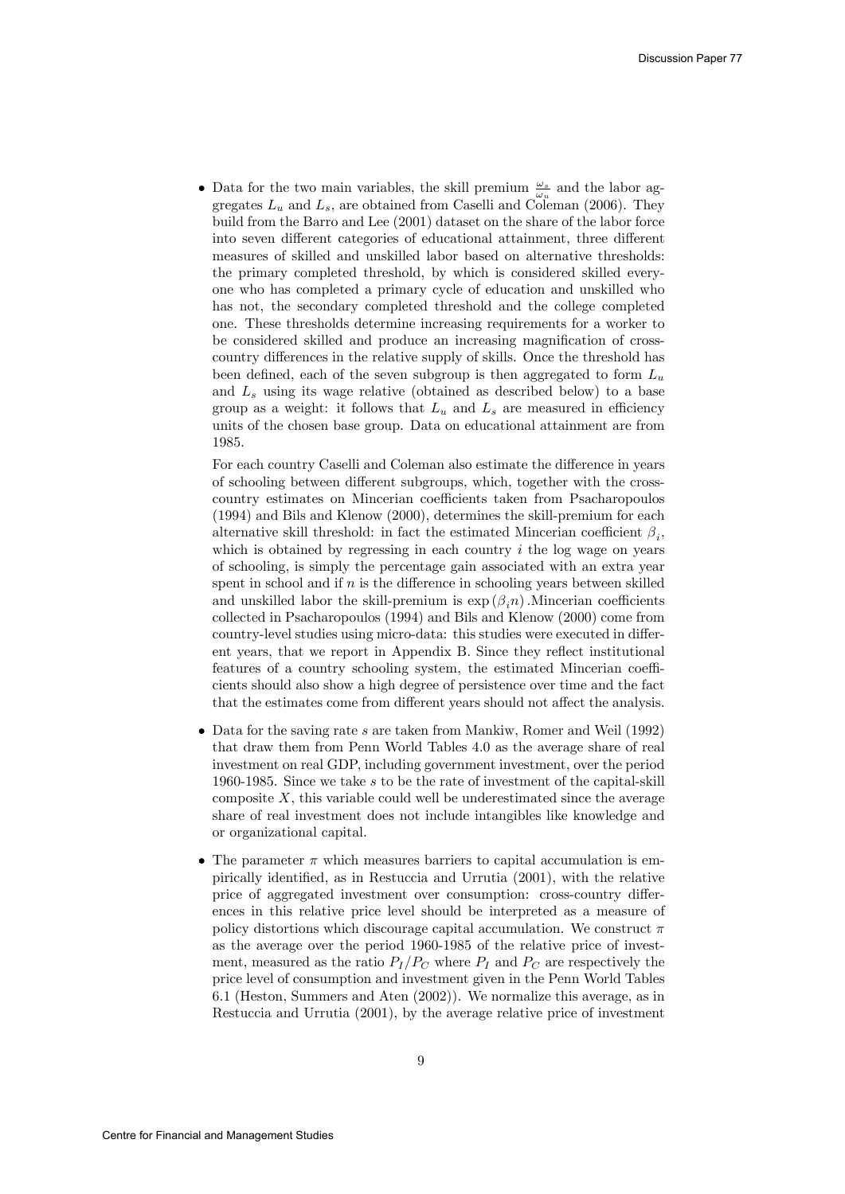- Data for the two main variables, the skill premium $\frac{\omega_s}{\omega_u}$ and the labor aggregates $L_u$ and $L_s$, are obtained from Caselli and Coleman (2006). They build from the Barro and Lee (2001) dataset on the share of the labor force into seven different categories of educational attainment, three different measures of skilled and unskilled labor based on alternative thresholds: the primary completed threshold, by which is considered skilled everyone who has completed a primary cycle of education and unskilled who has not, the secondary completed threshold and the college completed one. These thresholds determine increasing requirements for a worker to be considered skilled and produce an increasing magnification of cross-country differences in the relative supply of skills. Once the threshold has been defined, each of the seven subgroup is then aggregated to form $L_u$ and $L_s$ using its wage relative (obtained as described below) to a base group as a weight: it follows that $L_u$ and $L_s$ are measured in efficiency units of the chosen base group. Data on educational attainment are from 1985.

  For each country Caselli and Coleman also estimate the difference in years of schooling between different subgroups, which, together with the cross-country estimates on Mincerian coefficients taken from Psacharopoulos (1994) and Bils and Klenow (2000), determines the skill-premium for each alternative skill threshold: in fact the estimated Mincerian coefficient $\beta_i$, which is obtained by regressing in each country $i$ the log wage on years of schooling, is simply the percentage gain associated with an extra year spent in school and if $n$ is the difference in schooling years between skilled and unskilled labor the skill-premium is $\exp(\beta_i n)$.Mincerian coefficients collected in Psacharopoulos (1994) and Bils and Klenow (2000) come from country-level studies using micro-data: this studies were executed in different years, that we report in Appendix B. Since they reflect institutional features of a country schooling system, the estimated Mincerian coefficients should also show a high degree of persistence over time and the fact that the estimates come from different years should not affect the analysis.

- Data for the saving rate $s$ are taken from Mankiw, Romer and Weil (1992) that draw them from Penn World Tables 4.0 as the average share of real investment on real GDP, including government investment, over the period 1960-1985. Since we take $s$ to be the rate of investment of the capital-skill composite $X$, this variable could well be underestimated since the average share of real investment does not include intangibles like knowledge and or organizational capital.

- The parameter $\pi$ which measures barriers to capital accumulation is empirically identified, as in Restuccia and Urrutia (2001), with the relative price of aggregated investment over consumption: cross-country differences in this relative price level should be interpreted as a measure of policy distortions which discourage capital accumulation. We construct $\pi$ as the average over the period 1960-1985 of the relative price of investment, measured as the ratio $P_I/P_C$ where $P_I$ and $P_C$ are respectively the price level of consumption and investment given in the Penn World Tables 6.1 (Heston, Summers and Aten (2002)). We normalize this average, as in Restuccia and Urrutia (2001), by the average relative price of investment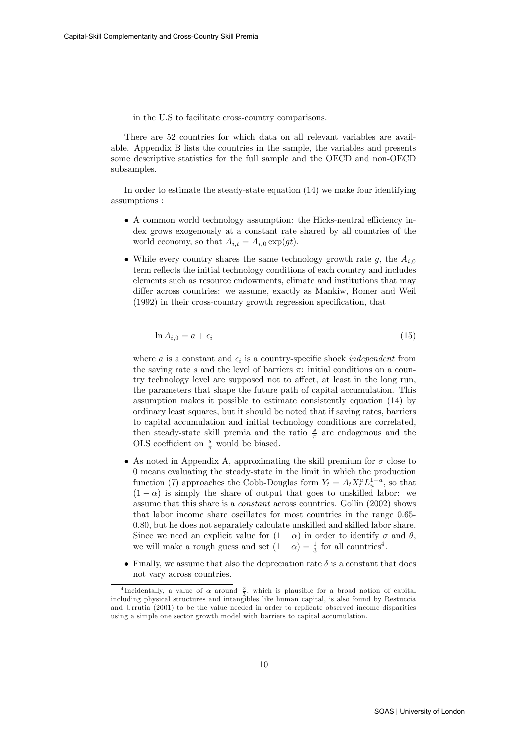in the U.S to facilitate cross-country comparisons.

There are 52 countries for which data on all relevant variables are available. Appendix B lists the countries in the sample, the variables and presents some descriptive statistics for the full sample and the OECD and non-OECD subsamples.

In order to estimate the steady-state equation (14) we make four identifying assumptions :

- A common world technology assumption: the Hicks-neutral efficiency index grows exogenously at a constant rate shared by all countries of the world economy, so that $A_{i,t} = A_{i,0}\exp(gt)$.
- While every country shares the same technology growth rate $g$, the $A_{i,0}$ term reflects the initial technology conditions of each country and includes elements such as resource endowments, climate and institutions that may differ across countries: we assume, exactly as Mankiw, Romer and Weil (1992) in their cross-country growth regression specification, that

$$\ln A_{i,0} = a + \epsilon_i \tag{15}$$

  where $a$ is a constant and $\epsilon_i$ is a country-specific shock *independent* from the saving rate $s$ and the level of barriers $\pi$: initial conditions on a country technology level are supposed not to affect, at least in the long run, the parameters that shape the future path of capital accumulation. This assumption makes it possible to estimate consistently equation (14) by ordinary least squares, but it should be noted that if saving rates, barriers to capital accumulation and initial technology conditions are correlated, then steady-state skill premia and the ratio $\frac{s}{\pi}$ are endogenous and the OLS coefficient on $\frac{s}{\pi}$ would be biased.

- As noted in Appendix A, approximating the skill premium for $\sigma$ close to 0 means evaluating the steady-state in the limit in which the production function (7) approaches the Cobb-Douglas form $Y_t = A_t X_t^a L_u^{1-a}$, so that $(1-\alpha)$ is simply the share of output that goes to unskilled labor: we assume that this share is a *constant* across countries. Gollin (2002) shows that labor income share oscillates for most countries in the range 0.65-0.80, but he does not separately calculate unskilled and skilled labor share. Since we need an explicit value for $(1-\alpha)$ in order to identify $\sigma$ and $\theta$, we will make a rough guess and set $(1-\alpha) = \frac{1}{3}$ for all countries[4].
- Finally, we assume that also the depreciation rate $\delta$ is a constant that does not vary across countries.

[4] Incidentally, a value of $\alpha$ around $\frac{2}{3}$, which is plausible for a broad notion of capital including physical structures and intangibles like human capital, is also found by Restuccia and Urrutia (2001) to be the value needed in order to replicate observed income disparities using a simple one sector growth model with barriers to capital accumulation.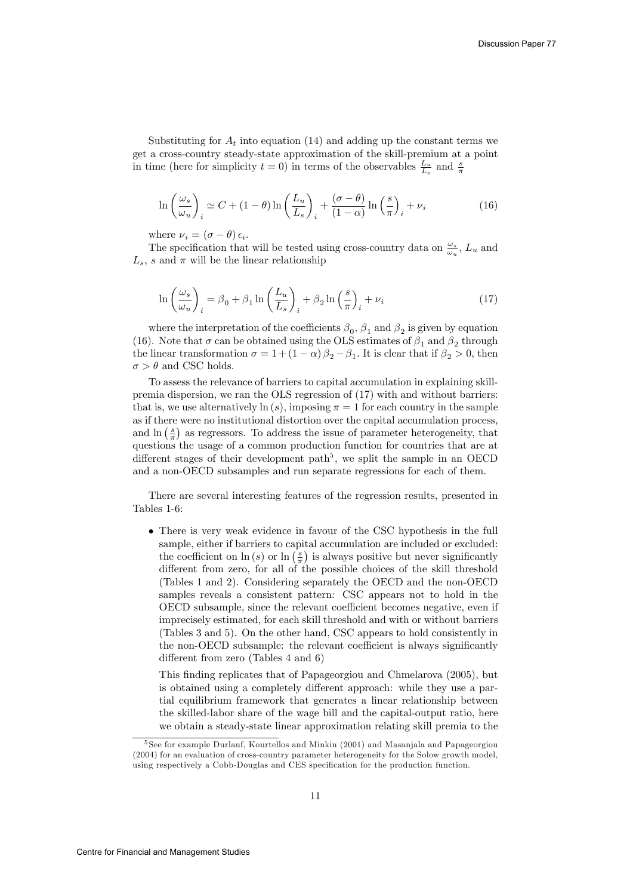Substituting for $A_t$ into equation (14) and adding up the constant terms we get a cross-country steady-state approximation of the skill-premium at a point in time (here for simplicity $t = 0$) in terms of the observables $\frac{L_u}{L_s}$ and $\frac{s}{\pi}$

$$\ln\left(\frac{\omega_s}{\omega_u}\right)_i \simeq C + (1-\theta)\ln\left(\frac{L_u}{L_s}\right)_i + \frac{(\sigma-\theta)}{(1-\alpha)}\ln\left(\frac{s}{\pi}\right)_i + \nu_i \tag{16}$$

where $\nu_i = (\sigma - \theta)\,\epsilon_i$.

The specification that will be tested using cross-country data on $\frac{\omega_s}{\omega_u}$, $L_u$ and $L_s$, $s$ and $\pi$ will be the linear relationship

$$\ln\left(\frac{\omega_s}{\omega_u}\right)_i = \beta_0 + \beta_1 \ln\left(\frac{L_u}{L_s}\right)_i + \beta_2 \ln\left(\frac{s}{\pi}\right)_i + \nu_i \tag{17}$$

where the interpretation of the coefficients $\beta_0$, $\beta_1$ and $\beta_2$ is given by equation (16). Note that $\sigma$ can be obtained using the OLS estimates of $\beta_1$ and $\beta_2$ through the linear transformation $\sigma = 1 + (1-\alpha)\,\beta_2 - \beta_1$. It is clear that if $\beta_2 > 0$, then $\sigma > \theta$ and CSC holds.

To assess the relevance of barriers to capital accumulation in explaining skill-premia dispersion, we ran the OLS regression of (17) with and without barriers: that is, we use alternatively $\ln(s)$, imposing $\pi = 1$ for each country in the sample as if there were no institutional distortion over the capital accumulation process, and $\ln\left(\frac{s}{\pi}\right)$ as regressors. To address the issue of parameter heterogeneity, that questions the usage of a common production function for countries that are at different stages of their development path[5], we split the sample in an OECD and a non-OECD subsamples and run separate regressions for each of them.

There are several interesting features of the regression results, presented in Tables 1-6:

- There is very weak evidence in favour of the CSC hypothesis in the full sample, either if barriers to capital accumulation are included or excluded: the coefficient on $\ln(s)$ or $\ln\left(\frac{s}{\pi}\right)$ is always positive but never significantly different from zero, for all of the possible choices of the skill threshold (Tables 1 and 2). Considering separately the OECD and the non-OECD samples reveals a consistent pattern: CSC appears not to hold in the OECD subsample, since the relevant coefficient becomes negative, even if imprecisely estimated, for each skill threshold and with or without barriers (Tables 3 and 5). On the other hand, CSC appears to hold consistently in the non-OECD subsample: the relevant coefficient is always significantly different from zero (Tables 4 and 6)

  This finding replicates that of Papageorgiou and Chmelarova (2005), but is obtained using a completely different approach: while they use a partial equilibrium framework that generates a linear relationship between the skilled-labor share of the wage bill and the capital-output ratio, here we obtain a steady-state linear approximation relating skill premia to the

[5] See for example Durlauf, Kourtellos and Minkin (2001) and Masanjala and Papageorgiou (2004) for an evaluation of cross-country parameter heterogeneity for the Solow growth model, using respectively a Cobb-Douglas and CES specification for the production function.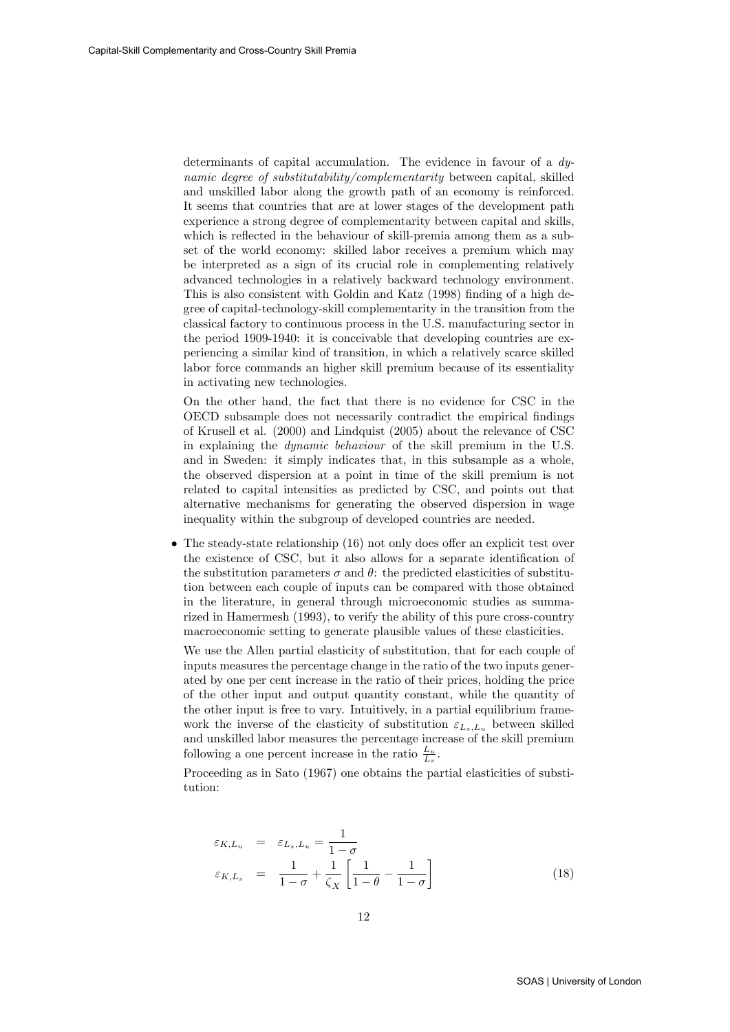determinants of capital accumulation. The evidence in favour of a *dynamic degree of substitutability/complementarity* between capital, skilled and unskilled labor along the growth path of an economy is reinforced. It seems that countries that are at lower stages of the development path experience a strong degree of complementarity between capital and skills, which is reflected in the behaviour of skill-premia among them as a subset of the world economy: skilled labor receives a premium which may be interpreted as a sign of its crucial role in complementing relatively advanced technologies in a relatively backward technology environment. This is also consistent with Goldin and Katz (1998) finding of a high degree of capital-technology-skill complementarity in the transition from the classical factory to continuous process in the U.S. manufacturing sector in the period 1909-1940: it is conceivable that developing countries are experiencing a similar kind of transition, in which a relatively scarce skilled labor force commands an higher skill premium because of its essentiality in activating new technologies.

On the other hand, the fact that there is no evidence for CSC in the OECD subsample does not necessarily contradict the empirical findings of Krusell et al. (2000) and Lindquist (2005) about the relevance of CSC in explaining the *dynamic behaviour* of the skill premium in the U.S. and in Sweden: it simply indicates that, in this subsample as a whole, the observed dispersion at a point in time of the skill premium is not related to capital intensities as predicted by CSC, and points out that alternative mechanisms for generating the observed dispersion in wage inequality within the subgroup of developed countries are needed.

- The steady-state relationship (16) not only does offer an explicit test over the existence of CSC, but it also allows for a separate identification of the substitution parameters $\sigma$ and $\theta$: the predicted elasticities of substitution between each couple of inputs can be compared with those obtained in the literature, in general through microeconomic studies as summarized in Hamermesh (1993), to verify the ability of this pure cross-country macroeconomic setting to generate plausible values of these elasticities.

  We use the Allen partial elasticity of substitution, that for each couple of inputs measures the percentage change in the ratio of the two inputs generated by one per cent increase in the ratio of their prices, holding the price of the other input and output quantity constant, while the quantity of the other input is free to vary. Intuitively, in a partial equilibrium framework the inverse of the elasticity of substitution $\varepsilon_{L_s,L_u}$ between skilled and unskilled labor measures the percentage increase of the skill premium following a one percent increase in the ratio $\frac{L_u}{L_s}$.

  Proceeding as in Sato (1967) one obtains the partial elasticities of substitution:

$$
\begin{aligned}
\varepsilon_{K,L_u} &= \varepsilon_{L_s,L_u} = \frac{1}{1-\sigma} \\
\varepsilon_{K,L_s} &= \frac{1}{1-\sigma} + \frac{1}{\zeta_X}\left[\frac{1}{1-\theta} - \frac{1}{1-\sigma}\right]
\end{aligned}
\tag{18}
$$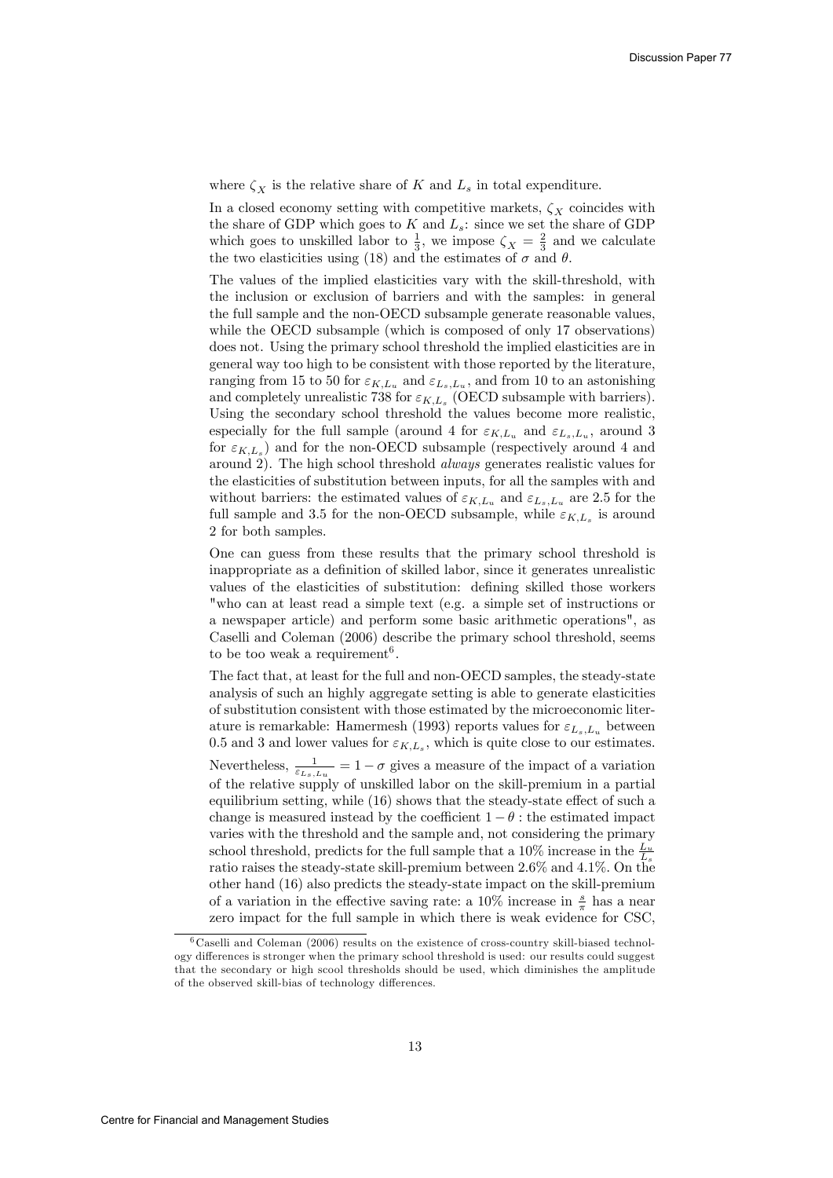where $\zeta_X$ is the relative share of $K$ and $L_s$ in total expenditure.

In a closed economy setting with competitive markets, $\zeta_X$ coincides with the share of GDP which goes to $K$ and $L_s$: since we set the share of GDP which goes to unskilled labor to $\frac{1}{3}$, we impose $\zeta_X = \frac{2}{3}$ and we calculate the two elasticities using (18) and the estimates of $\sigma$ and $\theta$.

The values of the implied elasticities vary with the skill-threshold, with the inclusion or exclusion of barriers and with the samples: in general the full sample and the non-OECD subsample generate reasonable values, while the OECD subsample (which is composed of only 17 observations) does not. Using the primary school threshold the implied elasticities are in general way too high to be consistent with those reported by the literature, ranging from 15 to 50 for $\varepsilon_{K,L_u}$ and $\varepsilon_{L_s,L_u}$, and from 10 to an astonishing and completely unrealistic 738 for $\varepsilon_{K,L_s}$ (OECD subsample with barriers). Using the secondary school threshold the values become more realistic, especially for the full sample (around 4 for $\varepsilon_{K,L_u}$ and $\varepsilon_{L_s,L_u}$, around 3 for $\varepsilon_{K,L_s}$) and for the non-OECD subsample (respectively around 4 and around 2). The high school threshold *always* generates realistic values for the elasticities of substitution between inputs, for all the samples with and without barriers: the estimated values of $\varepsilon_{K,L_u}$ and $\varepsilon_{L_s,L_u}$ are 2.5 for the full sample and 3.5 for the non-OECD subsample, while $\varepsilon_{K,L_s}$ is around 2 for both samples.

One can guess from these results that the primary school threshold is inappropriate as a definition of skilled labor, since it generates unrealistic values of the elasticities of substitution: defining skilled those workers "who can at least read a simple text (e.g. a simple set of instructions or a newspaper article) and perform some basic arithmetic operations", as Caselli and Coleman (2006) describe the primary school threshold, seems to be too weak a requirement[6].

The fact that, at least for the full and non-OECD samples, the steady-state analysis of such an highly aggregate setting is able to generate elasticities of substitution consistent with those estimated by the microeconomic literature is remarkable: Hamermesh (1993) reports values for $\varepsilon_{L_s,L_u}$ between 0.5 and 3 and lower values for $\varepsilon_{K,L_s}$, which is quite close to our estimates.

Nevertheless, $\frac{1}{\varepsilon_{L_s,L_u}} = 1 - \sigma$ gives a measure of the impact of a variation of the relative supply of unskilled labor on the skill-premium in a partial equilibrium setting, while (16) shows that the steady-state effect of such a change is measured instead by the coefficient $1 - \theta$ : the estimated impact varies with the threshold and the sample and, not considering the primary school threshold, predicts for the full sample that a 10% increase in the $\frac{L_u}{L_s}$ ratio raises the steady-state skill-premium between 2.6% and 4.1%. On the other hand (16) also predicts the steady-state impact on the skill-premium of a variation in the effective saving rate: a 10% increase in $\frac{s}{\pi}$ has a near zero impact for the full sample in which there is weak evidence for CSC,

[6] Caselli and Coleman (2006) results on the existence of cross-country skill-biased technology differences is stronger when the primary school threshold is used: our results could suggest that the secondary or high scool thresholds should be used, which diminishes the amplitude of the observed skill-bias of technology differences.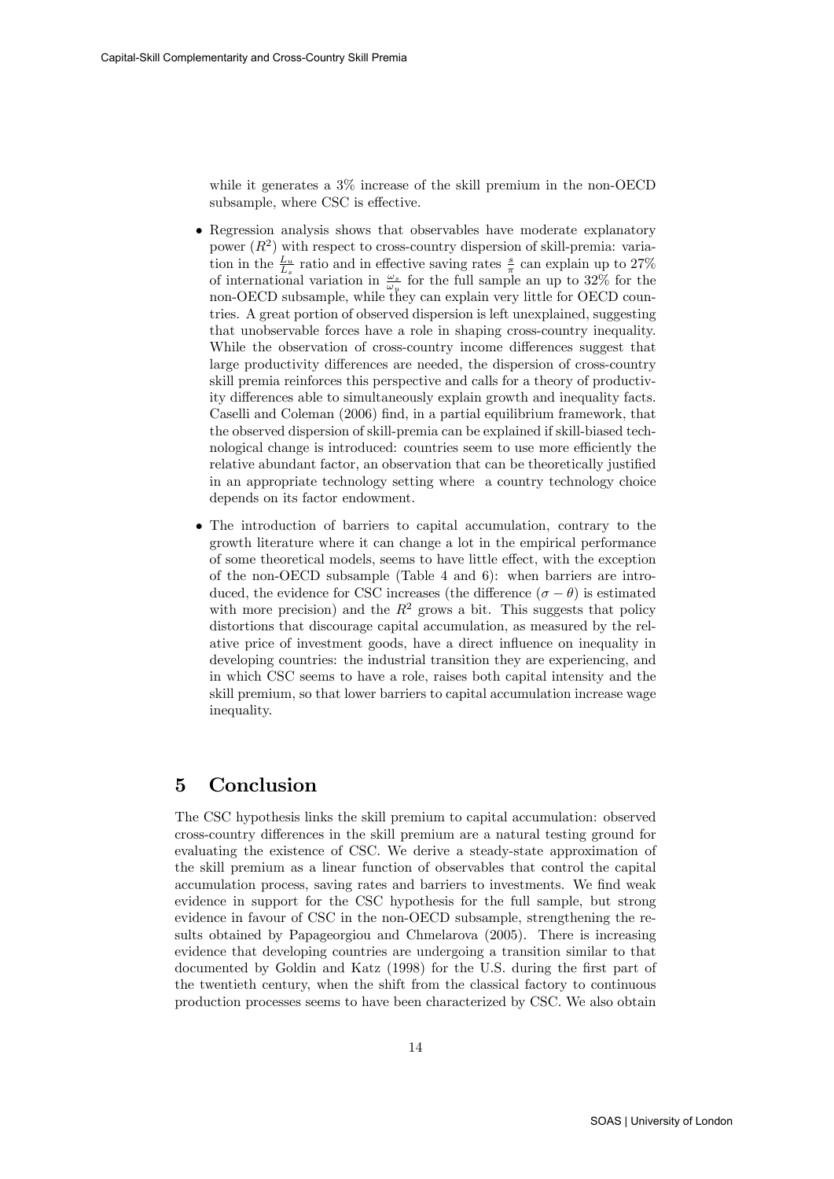while it generates a 3% increase of the skill premium in the non-OECD subsample, where CSC is effective.

- Regression analysis shows that observables have moderate explanatory power ($R^2$) with respect to cross-country dispersion of skill-premia: variation in the $\frac{L_u}{L_s}$ ratio and in effective saving rates $\frac{s}{\pi}$ can explain up to 27% of international variation in $\frac{\omega_s}{\omega_u}$ for the full sample an up to 32% for the non-OECD subsample, while they can explain very little for OECD countries. A great portion of observed dispersion is left unexplained, suggesting that unobservable forces have a role in shaping cross-country inequality. While the observation of cross-country income differences suggest that large productivity differences are needed, the dispersion of cross-country skill premia reinforces this perspective and calls for a theory of productivity differences able to simultaneously explain growth and inequality facts. Caselli and Coleman (2006) find, in a partial equilibrium framework, that the observed dispersion of skill-premia can be explained if skill-biased technological change is introduced: countries seem to use more efficiently the relative abundant factor, an observation that can be theoretically justified in an appropriate technology setting where a country technology choice depends on its factor endowment.

- The introduction of barriers to capital accumulation, contrary to the growth literature where it can change a lot in the empirical performance of some theoretical models, seems to have little effect, with the exception of the non-OECD subsample (Table 4 and 6): when barriers are introduced, the evidence for CSC increases (the difference $(\sigma - \theta)$ is estimated with more precision) and the $R^2$ grows a bit. This suggests that policy distortions that discourage capital accumulation, as measured by the relative price of investment goods, have a direct influence on inequality in developing countries: the industrial transition they are experiencing, and in which CSC seems to have a role, raises both capital intensity and the skill premium, so that lower barriers to capital accumulation increase wage inequality.

# 5 Conclusion

The CSC hypothesis links the skill premium to capital accumulation: observed cross-country differences in the skill premium are a natural testing ground for evaluating the existence of CSC. We derive a steady-state approximation of the skill premium as a linear function of observables that control the capital accumulation process, saving rates and barriers to investments. We find weak evidence in support for the CSC hypothesis for the full sample, but strong evidence in favour of CSC in the non-OECD subsample, strengthening the results obtained by Papageorgiou and Chmelarova (2005). There is increasing evidence that developing countries are undergoing a transition similar to that documented by Goldin and Katz (1998) for the U.S. during the first part of the twentieth century, when the shift from the classical factory to continuous production processes seems to have been characterized by CSC. We also obtain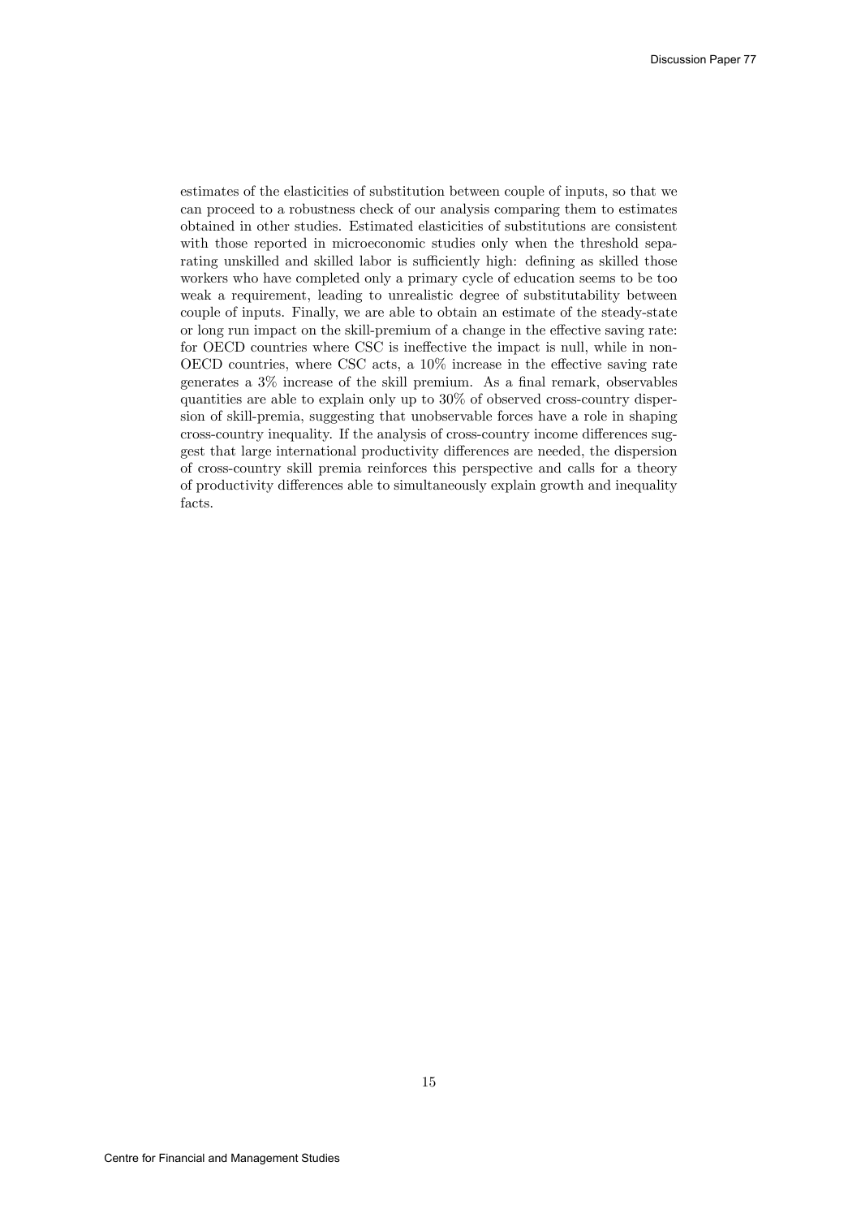estimates of the elasticities of substitution between couple of inputs, so that we can proceed to a robustness check of our analysis comparing them to estimates obtained in other studies. Estimated elasticities of substitutions are consistent with those reported in microeconomic studies only when the threshold separating unskilled and skilled labor is sufficiently high: defining as skilled those workers who have completed only a primary cycle of education seems to be too weak a requirement, leading to unrealistic degree of substitutability between couple of inputs. Finally, we are able to obtain an estimate of the steady-state or long run impact on the skill-premium of a change in the effective saving rate: for OECD countries where CSC is ineffective the impact is null, while in non-OECD countries, where CSC acts, a 10% increase in the effective saving rate generates a 3% increase of the skill premium. As a final remark, observables quantities are able to explain only up to 30% of observed cross-country dispersion of skill-premia, suggesting that unobservable forces have a role in shaping cross-country inequality. If the analysis of cross-country income differences suggest that large international productivity differences are needed, the dispersion of cross-country skill premia reinforces this perspective and calls for a theory of productivity differences able to simultaneously explain growth and inequality facts.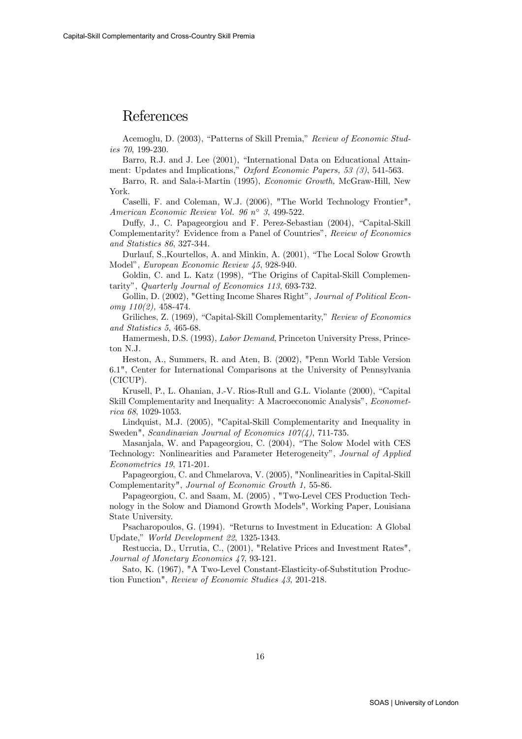# References

Acemoglu, D. (2003), "Patterns of Skill Premia," *Review of Economic Studies 70*, 199-230.

Barro, R.J. and J. Lee (2001), "International Data on Educational Attainment: Updates and Implications," *Oxford Economic Papers, 53 (3)*, 541-563.

Barro, R. and Sala-i-Martin (1995), *Economic Growth,* McGraw-Hill, New York.

Caselli, F. and Coleman, W.J. (2006), "The World Technology Frontier", *American Economic Review Vol. 96 n° 3*, 499-522.

Duffy, J., C. Papageorgiou and F. Perez-Sebastian (2004), "Capital-Skill Complementarity? Evidence from a Panel of Countries", *Review of Economics and Statistics 86*, 327-344.

Durlauf, S.,Kourtellos, A. and Minkin, A. (2001), "The Local Solow Growth Model", *European Economic Review 45*, 928-940.

Goldin, C. and L. Katz (1998), "The Origins of Capital-Skill Complementarity", *Quarterly Journal of Economics 113*, 693-732.

Gollin, D. (2002), "Getting Income Shares Right", *Journal of Political Economy 110(2),* 458-474.

Griliches, Z. (1969), "Capital-Skill Complementarity," *Review of Economics and Statistics 5*, 465-68.

Hamermesh, D.S. (1993), *Labor Demand*, Princeton University Press, Princeton N.J.

Heston, A., Summers, R. and Aten, B. (2002), "Penn World Table Version 6.1", Center for International Comparisons at the University of Pennsylvania (CICUP).

Krusell, P., L. Ohanian, J.-V. Rios-Rull and G.L. Violante (2000), "Capital Skill Complementarity and Inequality: A Macroeconomic Analysis", *Econometrica 68*, 1029-1053.

Lindquist, M.J. (2005), "Capital-Skill Complementarity and Inequality in Sweden", *Scandinavian Journal of Economics 107(4)*, 711-735.

Masanjala, W. and Papageorgiou, C. (2004), "The Solow Model with CES Technology: Nonlinearities and Parameter Heterogeneity", *Journal of Applied Econometrics 19*, 171-201.

Papageorgiou, C. and Chmelarova, V. (2005), "Nonlinearities in Capital-Skill Complementarity", *Journal of Economic Growth 1,* 55-86.

Papageorgiou, C. and Saam, M. (2005) , "Two-Level CES Production Technology in the Solow and Diamond Growth Models", Working Paper, Louisiana State University.

Psacharopoulos, G. (1994). "Returns to Investment in Education: A Global Update," *World Development 22*, 1325-1343.

Restuccia, D., Urrutia, C., (2001), "Relative Prices and Investment Rates", *Journal of Monetary Economics 47*, 93-121.

Sato, K. (1967), "A Two-Level Constant-Elasticity-of-Substitution Production Function", *Review of Economic Studies 43*, 201-218.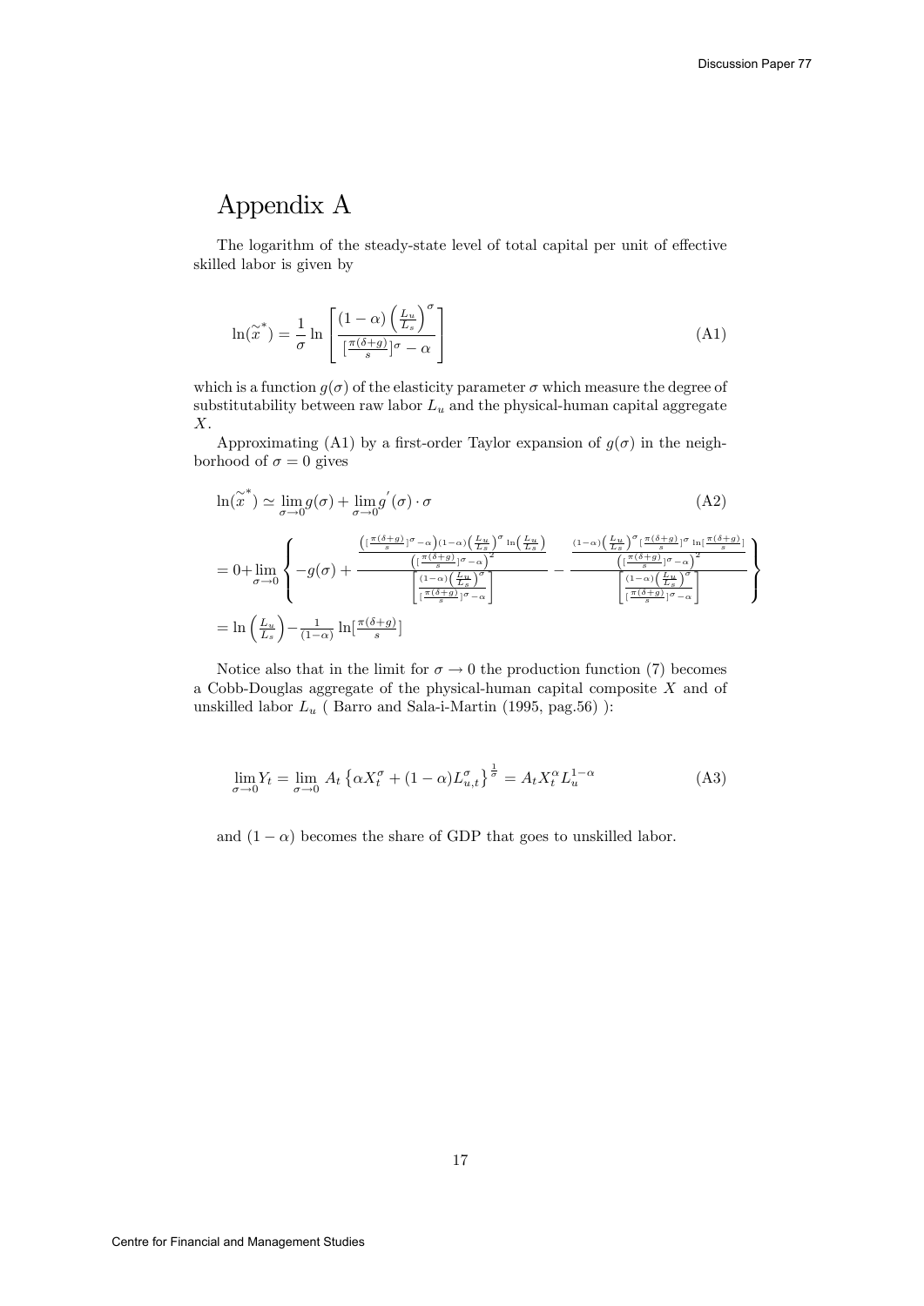# Appendix A

The logarithm of the steady-state level of total capital per unit of effective skilled labor is given by

$$\ln(\widetilde{x}^*) = \frac{1}{\sigma} \ln \left[ \frac{(1-\alpha)\left(\frac{L_u}{L_s}\right)^{\sigma}}{\left[\frac{\pi(\delta+g)}{s}\right]^{\sigma} - \alpha} \right] \tag{A1}$$

which is a function $g(\sigma)$ of the elasticity parameter $\sigma$ which measure the degree of substitutability between raw labor $L_u$ and the physical-human capital aggregate $X$.

Approximating (A1) by a first-order Taylor expansion of $g(\sigma)$ in the neighborhood of $\sigma = 0$ gives

$$\ln(\widetilde{x}^*) \simeq \lim_{\sigma \to 0} g(\sigma) + \lim_{\sigma \to 0} g^{'}(\sigma) \cdot \sigma \tag{A2}$$

$$= 0 + \lim_{\sigma \to 0} \left\{ -g(\sigma) + \frac{\frac{\left(\left[\frac{\pi(\delta+g)}{s}\right]^{\sigma} - \alpha\right)(1-\alpha)\left(\frac{L_u}{L_s}\right)^{\sigma} \ln\left(\frac{L_u}{L_s}\right)}{\left(\left[\frac{\pi(\delta+g)}{s}\right]^{\sigma} - \alpha\right)^2}}{\left[\frac{(1-\alpha)\left(\frac{L_u}{L_s}\right)^{\sigma}}{\left[\frac{\pi(\delta+g)}{s}\right]^{\sigma} - \alpha}\right]} - \frac{\frac{(1-\alpha)\left(\frac{L_u}{L_s}\right)^{\sigma}\left[\frac{\pi(\delta+g)}{s}\right]^{\sigma} \ln\left[\frac{\pi(\delta+g)}{s}\right]}{\left(\left[\frac{\pi(\delta+g)}{s}\right]^{\sigma} - \alpha\right)^2}}{\left[\frac{(1-\alpha)\left(\frac{L_u}{L_s}\right)^{\sigma}}{\left[\frac{\pi(\delta+g)}{s}\right]^{\sigma} - \alpha}\right]} \right\}$$

$$= \ln\left(\frac{L_u}{L_s}\right) - \frac{1}{(1-\alpha)} \ln\left[\frac{\pi(\delta+g)}{s}\right]$$

Notice also that in the limit for $\sigma \to 0$ the production function (7) becomes a Cobb-Douglas aggregate of the physical-human capital composite $X$ and of unskilled labor $L_u$ ( Barro and Sala-i-Martin (1995, pag.56) ):

$$\lim_{\sigma \to 0} Y_t = \lim_{\sigma \to 0} A_t \left\{ \alpha X_t^{\sigma} + (1-\alpha) L_{u,t}^{\sigma} \right\}^{\frac{1}{\sigma}} = A_t X_t^{\alpha} L_u^{1-\alpha} \tag{A3}$$

and $(1-\alpha)$ becomes the share of GDP that goes to unskilled labor.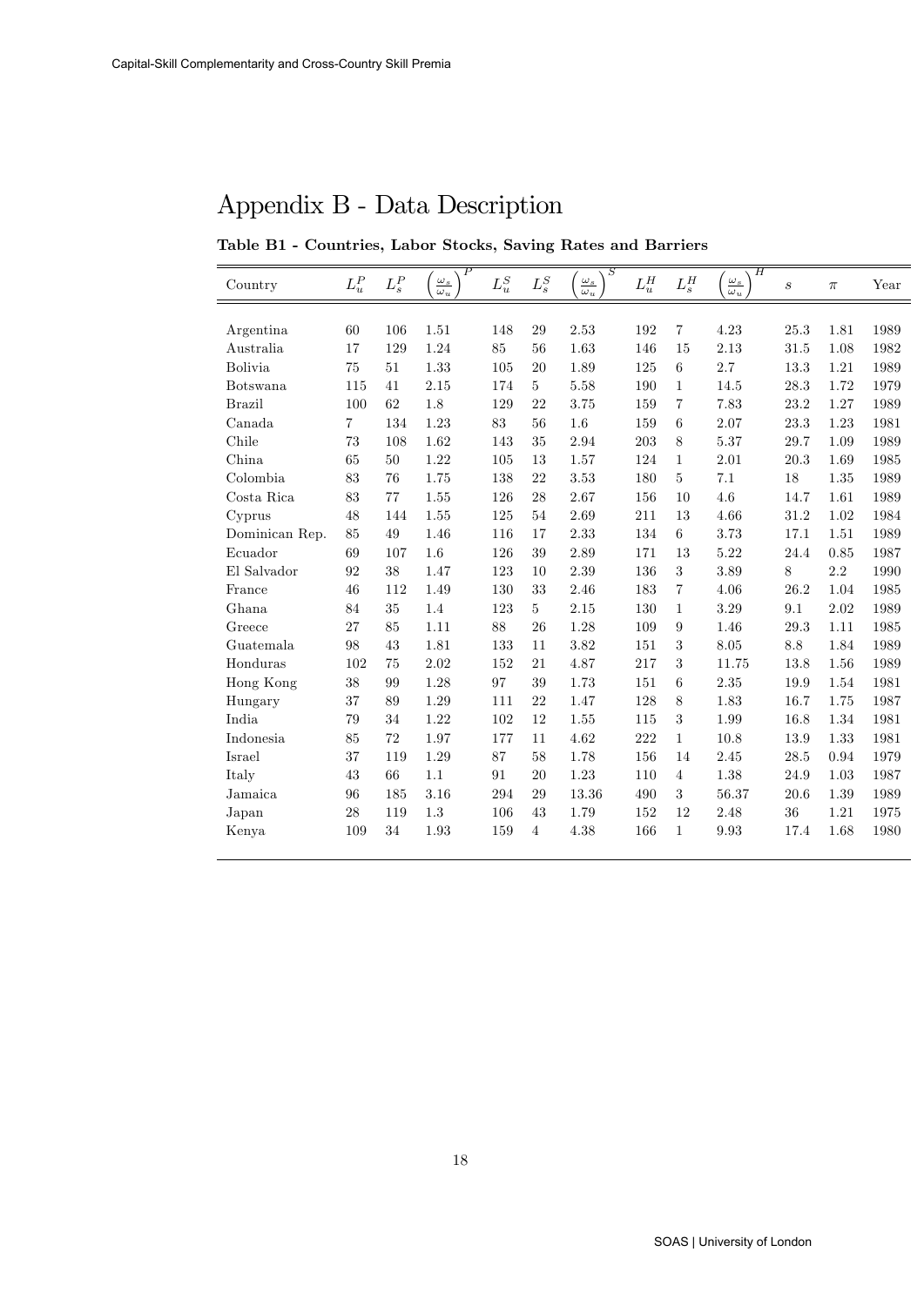# Appendix B - Data Description

**Table B1 - Countries, Labor Stocks, Saving Rates and Barriers**

| Country | $L_u^P$ | $L_s^P$ | $\left(\frac{\omega_s}{\omega_u}\right)^P$ | $L_u^S$ | $L_s^S$ | $\left(\frac{\omega_s}{\omega_u}\right)^S$ | $L_u^H$ | $L_s^H$ | $\left(\frac{\omega_s}{\omega_u}\right)^H$ | $s$ | $\pi$ | Year |
|---|---|---|---|---|---|---|---|---|---|---|---|---|
| Argentina | 60 | 106 | 1.51 | 148 | 29 | 2.53 | 192 | 7 | 4.23 | 25.3 | 1.81 | 1989 |
| Australia | 17 | 129 | 1.24 | 85 | 56 | 1.63 | 146 | 15 | 2.13 | 31.5 | 1.08 | 1982 |
| Bolivia | 75 | 51 | 1.33 | 105 | 20 | 1.89 | 125 | 6 | 2.7 | 13.3 | 1.21 | 1989 |
| Botswana | 115 | 41 | 2.15 | 174 | 5 | 5.58 | 190 | 1 | 14.5 | 28.3 | 1.72 | 1979 |
| Brazil | 100 | 62 | 1.8 | 129 | 22 | 3.75 | 159 | 7 | 7.83 | 23.2 | 1.27 | 1989 |
| Canada | 7 | 134 | 1.23 | 83 | 56 | 1.6 | 159 | 6 | 2.07 | 23.3 | 1.23 | 1981 |
| Chile | 73 | 108 | 1.62 | 143 | 35 | 2.94 | 203 | 8 | 5.37 | 29.7 | 1.09 | 1989 |
| China | 65 | 50 | 1.22 | 105 | 13 | 1.57 | 124 | 1 | 2.01 | 20.3 | 1.69 | 1985 |
| Colombia | 83 | 76 | 1.75 | 138 | 22 | 3.53 | 180 | 5 | 7.1 | 18 | 1.35 | 1989 |
| Costa Rica | 83 | 77 | 1.55 | 126 | 28 | 2.67 | 156 | 10 | 4.6 | 14.7 | 1.61 | 1989 |
| Cyprus | 48 | 144 | 1.55 | 125 | 54 | 2.69 | 211 | 13 | 4.66 | 31.2 | 1.02 | 1984 |
| Dominican Rep. | 85 | 49 | 1.46 | 116 | 17 | 2.33 | 134 | 6 | 3.73 | 17.1 | 1.51 | 1989 |
| Ecuador | 69 | 107 | 1.6 | 126 | 39 | 2.89 | 171 | 13 | 5.22 | 24.4 | 0.85 | 1987 |
| El Salvador | 92 | 38 | 1.47 | 123 | 10 | 2.39 | 136 | 3 | 3.89 | 8 | 2.2 | 1990 |
| France | 46 | 112 | 1.49 | 130 | 33 | 2.46 | 183 | 7 | 4.06 | 26.2 | 1.04 | 1985 |
| Ghana | 84 | 35 | 1.4 | 123 | 5 | 2.15 | 130 | 1 | 3.29 | 9.1 | 2.02 | 1989 |
| Greece | 27 | 85 | 1.11 | 88 | 26 | 1.28 | 109 | 9 | 1.46 | 29.3 | 1.11 | 1985 |
| Guatemala | 98 | 43 | 1.81 | 133 | 11 | 3.82 | 151 | 3 | 8.05 | 8.8 | 1.84 | 1989 |
| Honduras | 102 | 75 | 2.02 | 152 | 21 | 4.87 | 217 | 3 | 11.75 | 13.8 | 1.56 | 1989 |
| Hong Kong | 38 | 99 | 1.28 | 97 | 39 | 1.73 | 151 | 6 | 2.35 | 19.9 | 1.54 | 1981 |
| Hungary | 37 | 89 | 1.29 | 111 | 22 | 1.47 | 128 | 8 | 1.83 | 16.7 | 1.75 | 1987 |
| India | 79 | 34 | 1.22 | 102 | 12 | 1.55 | 115 | 3 | 1.99 | 16.8 | 1.34 | 1981 |
| Indonesia | 85 | 72 | 1.97 | 177 | 11 | 4.62 | 222 | 1 | 10.8 | 13.9 | 1.33 | 1981 |
| Israel | 37 | 119 | 1.29 | 87 | 58 | 1.78 | 156 | 14 | 2.45 | 28.5 | 0.94 | 1979 |
| Italy | 43 | 66 | 1.1 | 91 | 20 | 1.23 | 110 | 4 | 1.38 | 24.9 | 1.03 | 1987 |
| Jamaica | 96 | 185 | 3.16 | 294 | 29 | 13.36 | 490 | 3 | 56.37 | 20.6 | 1.39 | 1989 |
| Japan | 28 | 119 | 1.3 | 106 | 43 | 1.79 | 152 | 12 | 2.48 | 36 | 1.21 | 1975 |
| Kenya | 109 | 34 | 1.93 | 159 | 4 | 4.38 | 166 | 1 | 9.93 | 17.4 | 1.68 | 1980 |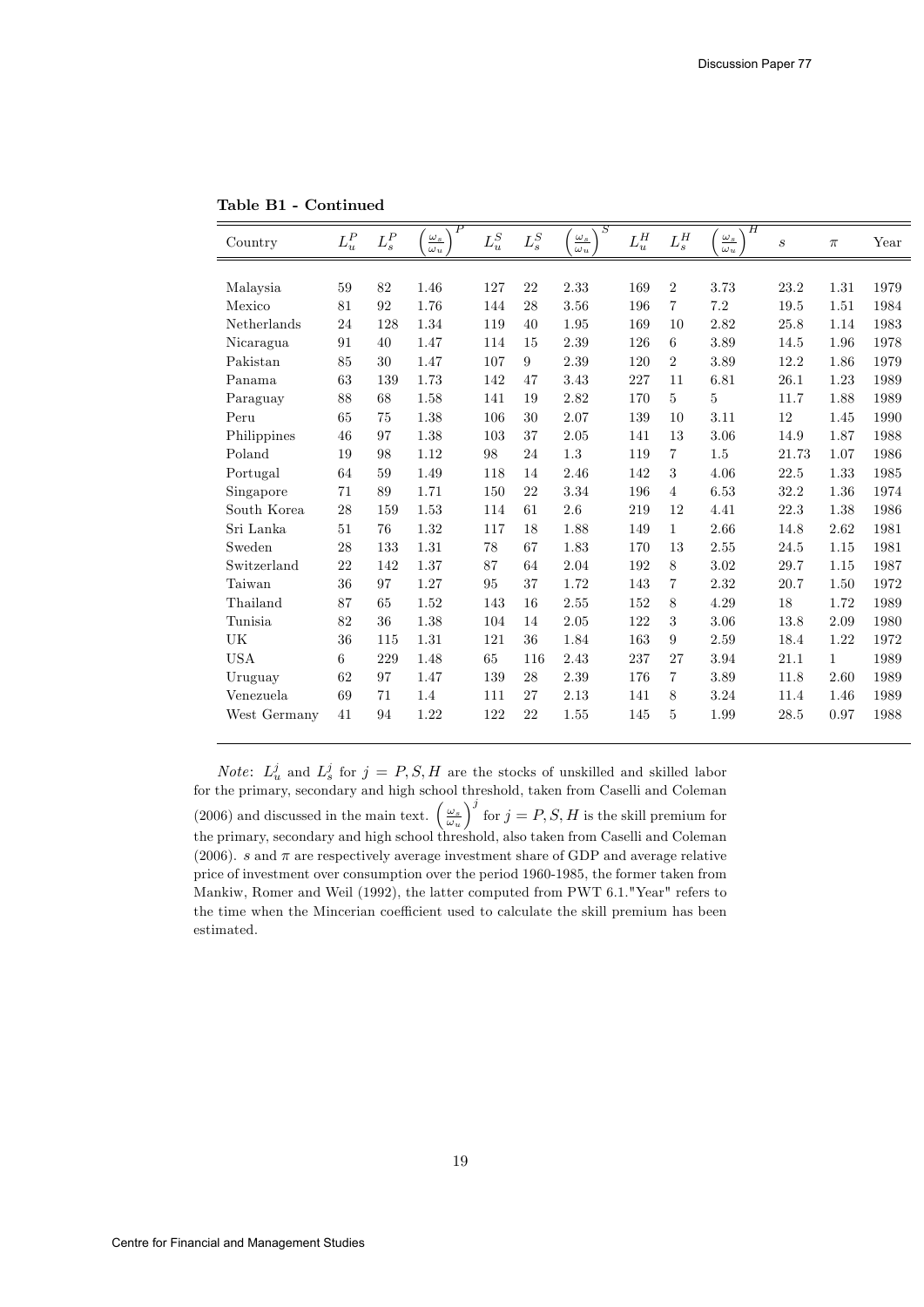**Table B1 - Continued**

| Country | $L_u^P$ | $L_s^P$ | $\left(\frac{\omega_s}{\omega_u}\right)^P$ | $L_u^S$ | $L_s^S$ | $\left(\frac{\omega_s}{\omega_u}\right)^S$ | $L_u^H$ | $L_s^H$ | $\left(\frac{\omega_s}{\omega_u}\right)^H$ | $s$ | $\pi$ | Year |
|---|---|---|---|---|---|---|---|---|---|---|---|---|
| Malaysia | 59 | 82 | 1.46 | 127 | 22 | 2.33 | 169 | 2 | 3.73 | 23.2 | 1.31 | 1979 |
| Mexico | 81 | 92 | 1.76 | 144 | 28 | 3.56 | 196 | 7 | 7.2 | 19.5 | 1.51 | 1984 |
| Netherlands | 24 | 128 | 1.34 | 119 | 40 | 1.95 | 169 | 10 | 2.82 | 25.8 | 1.14 | 1983 |
| Nicaragua | 91 | 40 | 1.47 | 114 | 15 | 2.39 | 126 | 6 | 3.89 | 14.5 | 1.96 | 1978 |
| Pakistan | 85 | 30 | 1.47 | 107 | 9 | 2.39 | 120 | 2 | 3.89 | 12.2 | 1.86 | 1979 |
| Panama | 63 | 139 | 1.73 | 142 | 47 | 3.43 | 227 | 11 | 6.81 | 26.1 | 1.23 | 1989 |
| Paraguay | 88 | 68 | 1.58 | 141 | 19 | 2.82 | 170 | 5 | 5 | 11.7 | 1.88 | 1989 |
| Peru | 65 | 75 | 1.38 | 106 | 30 | 2.07 | 139 | 10 | 3.11 | 12 | 1.45 | 1990 |
| Philippines | 46 | 97 | 1.38 | 103 | 37 | 2.05 | 141 | 13 | 3.06 | 14.9 | 1.87 | 1988 |
| Poland | 19 | 98 | 1.12 | 98 | 24 | 1.3 | 119 | 7 | 1.5 | 21.73 | 1.07 | 1986 |
| Portugal | 64 | 59 | 1.49 | 118 | 14 | 2.46 | 142 | 3 | 4.06 | 22.5 | 1.33 | 1985 |
| Singapore | 71 | 89 | 1.71 | 150 | 22 | 3.34 | 196 | 4 | 6.53 | 32.2 | 1.36 | 1974 |
| South Korea | 28 | 159 | 1.53 | 114 | 61 | 2.6 | 219 | 12 | 4.41 | 22.3 | 1.38 | 1986 |
| Sri Lanka | 51 | 76 | 1.32 | 117 | 18 | 1.88 | 149 | 1 | 2.66 | 14.8 | 2.62 | 1981 |
| Sweden | 28 | 133 | 1.31 | 78 | 67 | 1.83 | 170 | 13 | 2.55 | 24.5 | 1.15 | 1981 |
| Switzerland | 22 | 142 | 1.37 | 87 | 64 | 2.04 | 192 | 8 | 3.02 | 29.7 | 1.15 | 1987 |
| Taiwan | 36 | 97 | 1.27 | 95 | 37 | 1.72 | 143 | 7 | 2.32 | 20.7 | 1.50 | 1972 |
| Thailand | 87 | 65 | 1.52 | 143 | 16 | 2.55 | 152 | 8 | 4.29 | 18 | 1.72 | 1989 |
| Tunisia | 82 | 36 | 1.38 | 104 | 14 | 2.05 | 122 | 3 | 3.06 | 13.8 | 2.09 | 1980 |
| UK | 36 | 115 | 1.31 | 121 | 36 | 1.84 | 163 | 9 | 2.59 | 18.4 | 1.22 | 1972 |
| USA | 6 | 229 | 1.48 | 65 | 116 | 2.43 | 237 | 27 | 3.94 | 21.1 | 1 | 1989 |
| Uruguay | 62 | 97 | 1.47 | 139 | 28 | 2.39 | 176 | 7 | 3.89 | 11.8 | 2.60 | 1989 |
| Venezuela | 69 | 71 | 1.4 | 111 | 27 | 2.13 | 141 | 8 | 3.24 | 11.4 | 1.46 | 1989 |
| West Germany | 41 | 94 | 1.22 | 122 | 22 | 1.55 | 145 | 5 | 1.99 | 28.5 | 0.97 | 1988 |

*Note*: $L_u^j$ and $L_s^j$ for $j = P, S, H$ are the stocks of unskilled and skilled labor for the primary, secondary and high school threshold, taken from Caselli and Coleman (2006) and discussed in the main text. $\left(\frac{\omega_s}{\omega_u}\right)^j$ for $j = P, S, H$ is the skill premium for the primary, secondary and high school threshold, also taken from Caselli and Coleman (2006). $s$ and $\pi$ are respectively average investment share of GDP and average relative price of investment over consumption over the period 1960-1985, the former taken from Mankiw, Romer and Weil (1992), the latter computed from PWT 6.1."Year" refers to the time when the Mincerian coefficient used to calculate the skill premium has been estimated.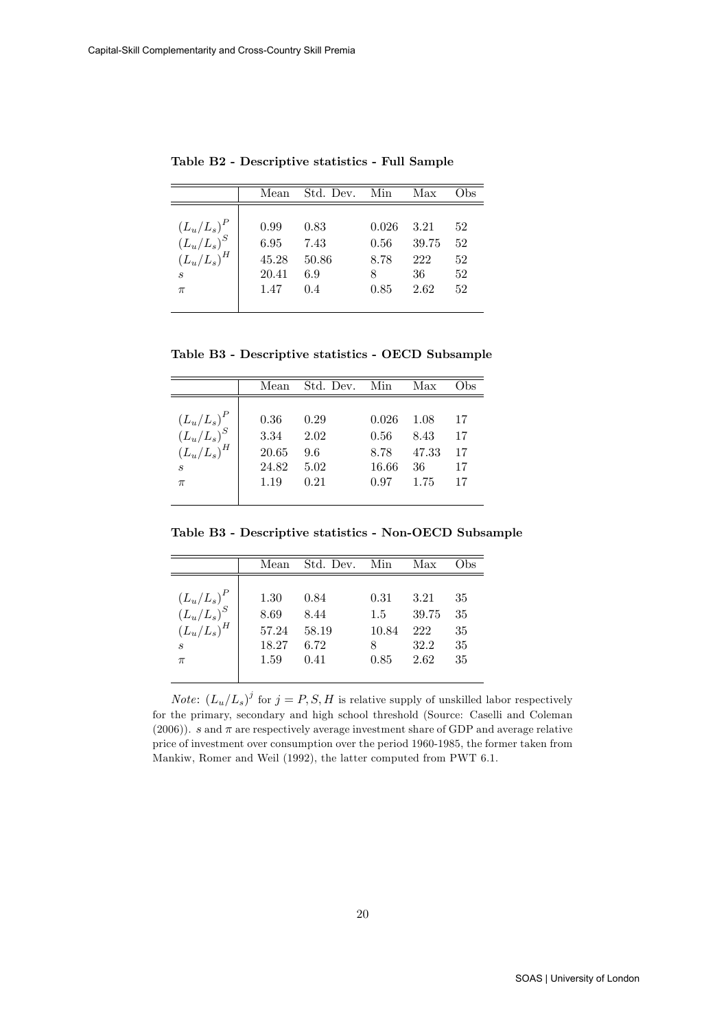**Table B2 - Descriptive statistics - Full Sample**

| | Mean | Std. Dev. | Min | Max | Obs |
|---|---|---|---|---|---|
| $(L_u/L_s)^P$ | 0.99 | 0.83 | 0.026 | 3.21 | 52 |
| $(L_u/L_s)^S$ | 6.95 | 7.43 | 0.56 | 39.75 | 52 |
| $(L_u/L_s)^H$ | 45.28 | 50.86 | 8.78 | 222 | 52 |
| $s$ | 20.41 | 6.9 | 8 | 36 | 52 |
| $\pi$ | 1.47 | 0.4 | 0.85 | 2.62 | 52 |

**Table B3 - Descriptive statistics - OECD Subsample**

| | Mean | Std. Dev. | Min | Max | Obs |
|---|---|---|---|---|---|
| $(L_u/L_s)^P$ | 0.36 | 0.29 | 0.026 | 1.08 | 17 |
| $(L_u/L_s)^S$ | 3.34 | 2.02 | 0.56 | 8.43 | 17 |
| $(L_u/L_s)^H$ | 20.65 | 9.6 | 8.78 | 47.33 | 17 |
| $s$ | 24.82 | 5.02 | 16.66 | 36 | 17 |
| $\pi$ | 1.19 | 0.21 | 0.97 | 1.75 | 17 |

**Table B3 - Descriptive statistics - Non-OECD Subsample**

| | Mean | Std. Dev. | Min | Max | Obs |
|---|---|---|---|---|---|
| $(L_u/L_s)^P$ | 1.30 | 0.84 | 0.31 | 3.21 | 35 |
| $(L_u/L_s)^S$ | 8.69 | 8.44 | 1.5 | 39.75 | 35 |
| $(L_u/L_s)^H$ | 57.24 | 58.19 | 10.84 | 222 | 35 |
| $s$ | 18.27 | 6.72 | 8 | 32.2 | 35 |
| $\pi$ | 1.59 | 0.41 | 0.85 | 2.62 | 35 |

*Note*: $(L_u/L_s)^j$ for $j = P, S, H$ is relative supply of unskilled labor respectively for the primary, secondary and high school threshold (Source: Caselli and Coleman (2006)). $s$ and $\pi$ are respectively average investment share of GDP and average relative price of investment over consumption over the period 1960-1985, the former taken from Mankiw, Romer and Weil (1992), the latter computed from PWT 6.1.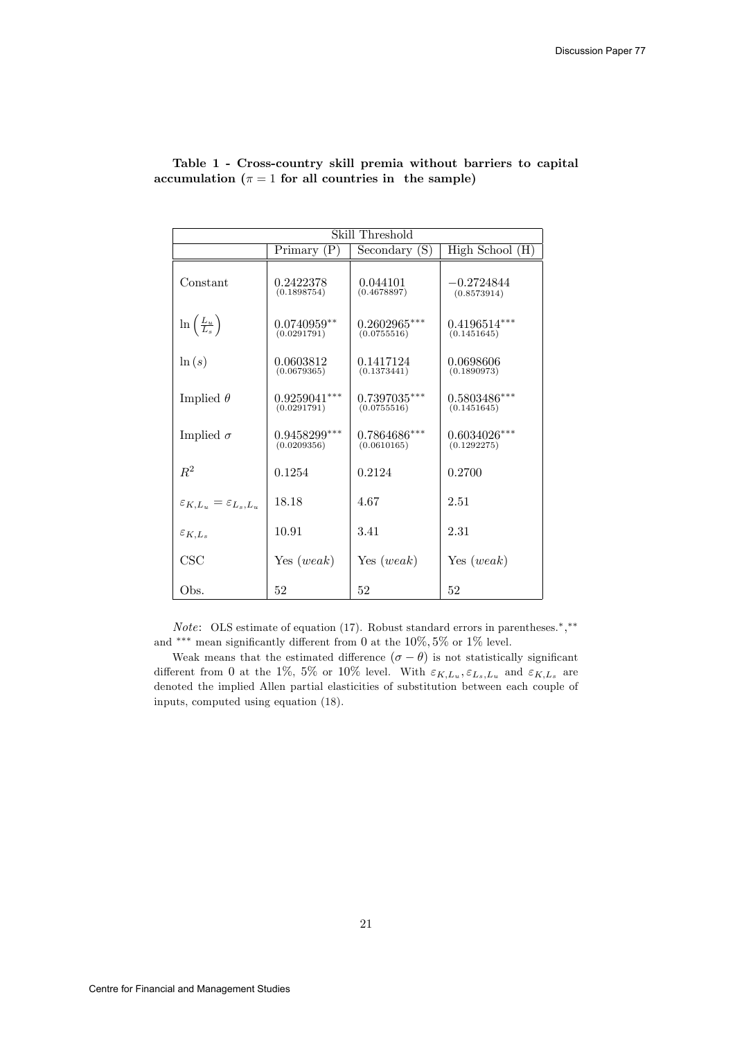**Table 1 - Cross-country skill premia without barriers to capital accumulation ($\pi = 1$ for all countries in the sample)**

| | Skill Threshold | | |
|---|---|---|---|
| | Primary (P) | Secondary (S) | High School (H) |
| Constant | 0.2422378 (0.1898754) | 0.044101 (0.4678897) | $-0.2724844$ (0.8573914) |
| $\ln\left(\frac{L_u}{L_s}\right)$ | $0.0740959^{**}$ (0.0291791) | $0.2602965^{***}$ (0.0755516) | $0.4196514^{***}$ (0.1451645) |
| $\ln(s)$ | 0.0603812 (0.0679365) | 0.1417124 (0.1373441) | 0.0698606 (0.1890973) |
| Implied $\theta$ | $0.9259041^{***}$ (0.0291791) | $0.7397035^{***}$ (0.0755516) | $0.5803486^{***}$ (0.1451645) |
| Implied $\sigma$ | $0.9458299^{***}$ (0.0209356) | $0.7864686^{***}$ (0.0610165) | $0.6034026^{***}$ (0.1292275) |
| $R^2$ | 0.1254 | 0.2124 | 0.2700 |
| $\varepsilon_{K,L_u} = \varepsilon_{L_s,L_u}$ | 18.18 | 4.67 | 2.51 |
| $\varepsilon_{K,L_s}$ | 10.91 | 3.41 | 2.31 |
| CSC | Yes (*weak*) | Yes (*weak*) | Yes (*weak*) |
| Obs. | 52 | 52 | 52 |

*Note*: OLS estimate of equation (17). Robust standard errors in parentheses.$^{*}$,$^{**}$ and $^{***}$ mean significantly different from 0 at the 10%, 5% or 1% level.

Weak means that the estimated difference $(\sigma - \theta)$ is not statistically significant different from 0 at the 1%, 5% or 10% level. With $\varepsilon_{K,L_u}, \varepsilon_{L_s,L_u}$ and $\varepsilon_{K,L_s}$ are denoted the implied Allen partial elasticities of substitution between each couple of inputs, computed using equation (18).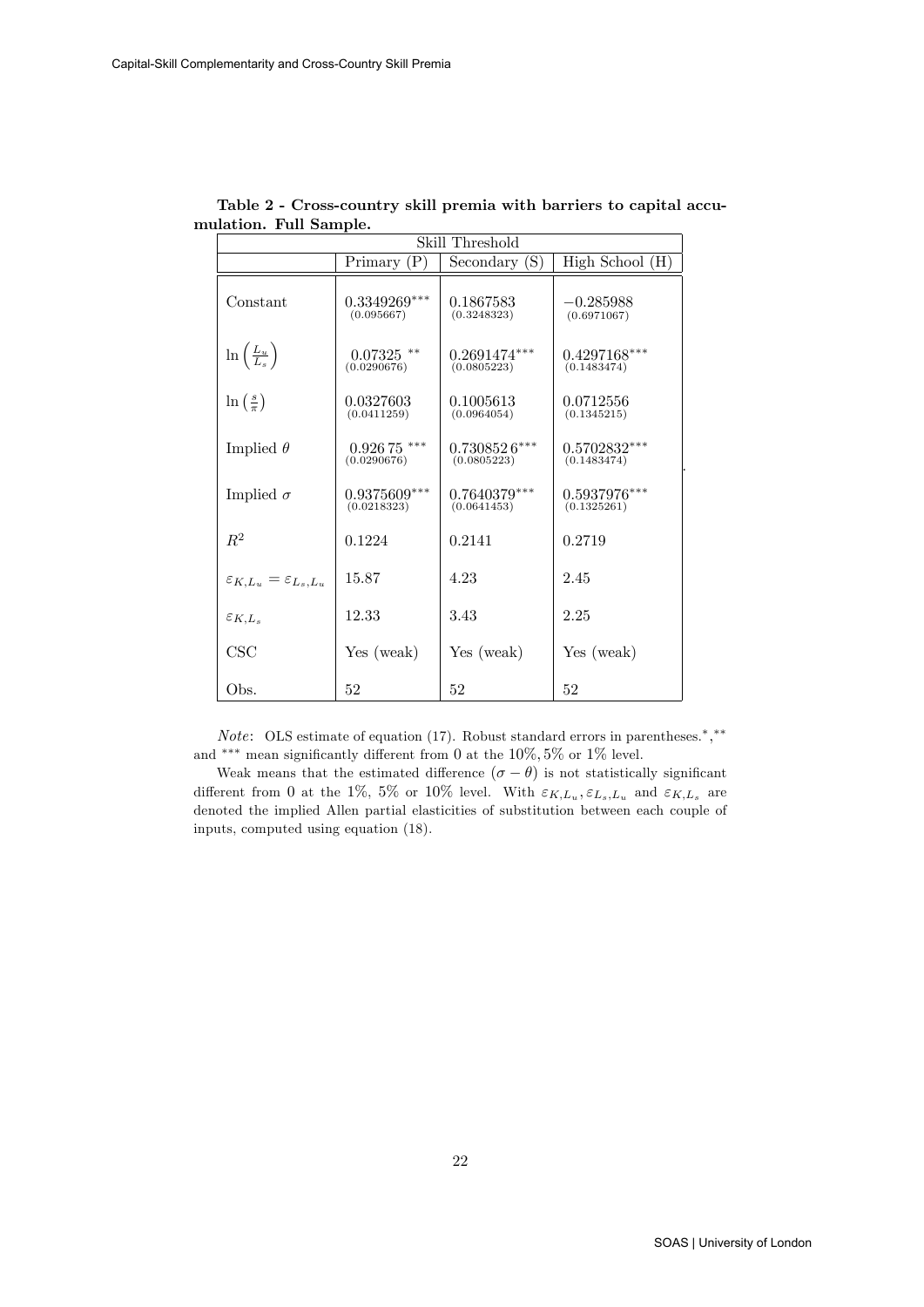**Table 2 - Cross-country skill premia with barriers to capital accumulation. Full Sample.**

| | Skill Threshold | | |
|---|---|---|---|
| | Primary (P) | Secondary (S) | High School (H) |
| Constant | $0.3349269^{***}$ (0.095667) | 0.1867583 (0.3248323) | $-0.285988$ (0.6971067) |
| $\ln\left(\frac{L_u}{L_s}\right)$ | $0.07325^{**}$ (0.0290676) | $0.2691474^{***}$ (0.0805223) | $0.4297168^{***}$ (0.1483474) |
| $\ln\left(\frac{s}{\pi}\right)$ | 0.0327603 (0.0411259) | 0.1005613 (0.0964054) | 0.0712556 (0.1345215) |
| Implied $\theta$ | $0.92675^{***}$ (0.0290676) | $0.7308526^{***}$ (0.0805223) | $0.5702832^{***}$ (0.1483474) |
| Implied $\sigma$ | $0.9375609^{***}$ (0.0218323) | $0.7640379^{***}$ (0.0641453) | $0.5937976^{***}$ (0.1325261) |
| $R^2$ | 0.1224 | 0.2141 | 0.2719 |
| $\varepsilon_{K,L_u} = \varepsilon_{L_s,L_u}$ | 15.87 | 4.23 | 2.45 |
| $\varepsilon_{K,L_s}$ | 12.33 | 3.43 | 2.25 |
| CSC | Yes (weak) | Yes (weak) | Yes (weak) |
| Obs. | 52 | 52 | 52 |

*Note*: OLS estimate of equation (17). Robust standard errors in parentheses. $^{*}$, $^{**}$ and $^{***}$ mean significantly different from 0 at the 10%, 5% or 1% level.

Weak means that the estimated difference $(\sigma - \theta)$ is not statistically significant different from 0 at the 1%, 5% or 10% level. With $\varepsilon_{K,L_u}, \varepsilon_{L_s,L_u}$ and $\varepsilon_{K,L_s}$ are denoted the implied Allen partial elasticities of substitution between each couple of inputs, computed using equation (18).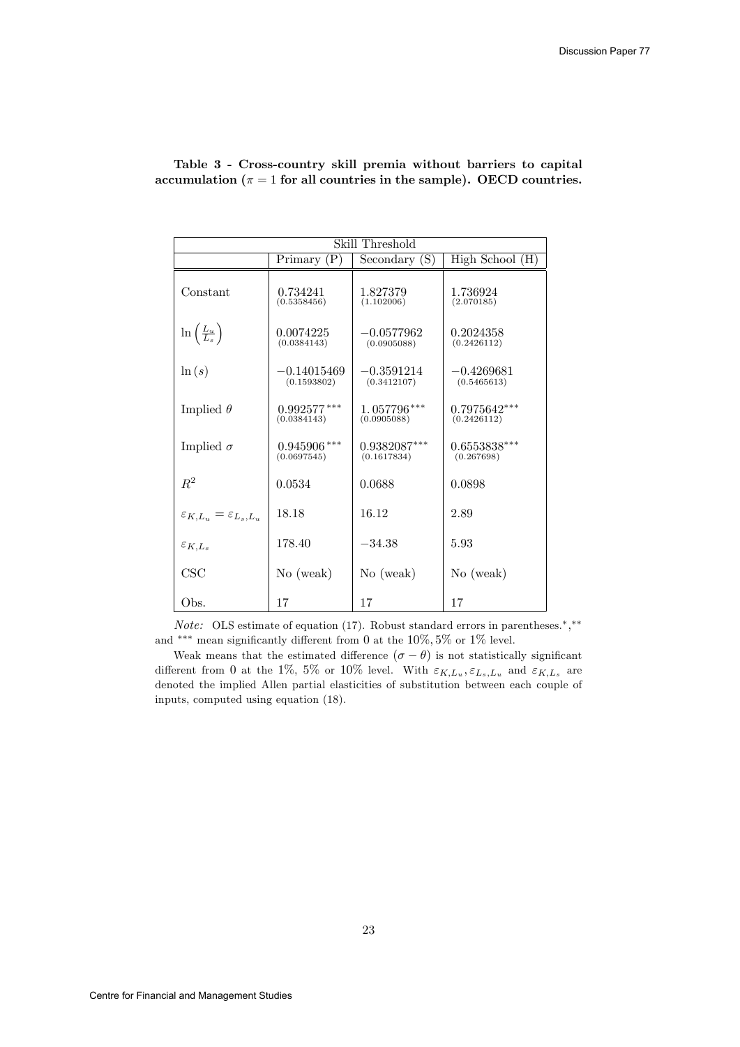**Table 3 - Cross-country skill premia without barriers to capital accumulation ($\pi = 1$ for all countries in the sample). OECD countries.**

| | Skill Threshold | | |
|---|---|---|---|
| | Primary (P) | Secondary (S) | High School (H) |
| Constant | 0.734241 (0.5358456) | 1.827379 (1.102006) | 1.736924 (2.070185) |
| $\ln\left(\frac{L_u}{L_s}\right)$ | 0.0074225 (0.0384143) | $-0.0577962$ (0.0905088) | 0.2024358 (0.2426112) |
| $\ln(s)$ | $-0.14015469$ (0.1593802) | $-0.3591214$ (0.3412107) | $-0.4269681$ (0.5465613) |
| Implied $\theta$ | $0.992577^{***}$ (0.0384143) | $1.057796^{***}$ (0.0905088) | $0.7975642^{***}$ (0.2426112) |
| Implied $\sigma$ | $0.945906^{***}$ (0.0697545) | $0.9382087^{***}$ (0.1617834) | $0.6553838^{***}$ (0.267698) |
| $R^2$ | 0.0534 | 0.0688 | 0.0898 |
| $\varepsilon_{K,L_u} = \varepsilon_{L_s,L_u}$ | 18.18 | 16.12 | 2.89 |
| $\varepsilon_{K,L_s}$ | 178.40 | $-34.38$ | 5.93 |
| CSC | No (weak) | No (weak) | No (weak) |
| Obs. | 17 | 17 | 17 |

*Note:* OLS estimate of equation (17). Robust standard errors in parentheses.$^{*}$,$^{**}$ and $^{***}$ mean significantly different from 0 at the $10\%, 5\%$ or $1\%$ level.

Weak means that the estimated difference $(\sigma - \theta)$ is not statistically significant different from 0 at the $1\%$, $5\%$ or $10\%$ level. With $\varepsilon_{K,L_u}, \varepsilon_{L_s,L_u}$ and $\varepsilon_{K,L_s}$ are denoted the implied Allen partial elasticities of substitution between each couple of inputs, computed using equation (18).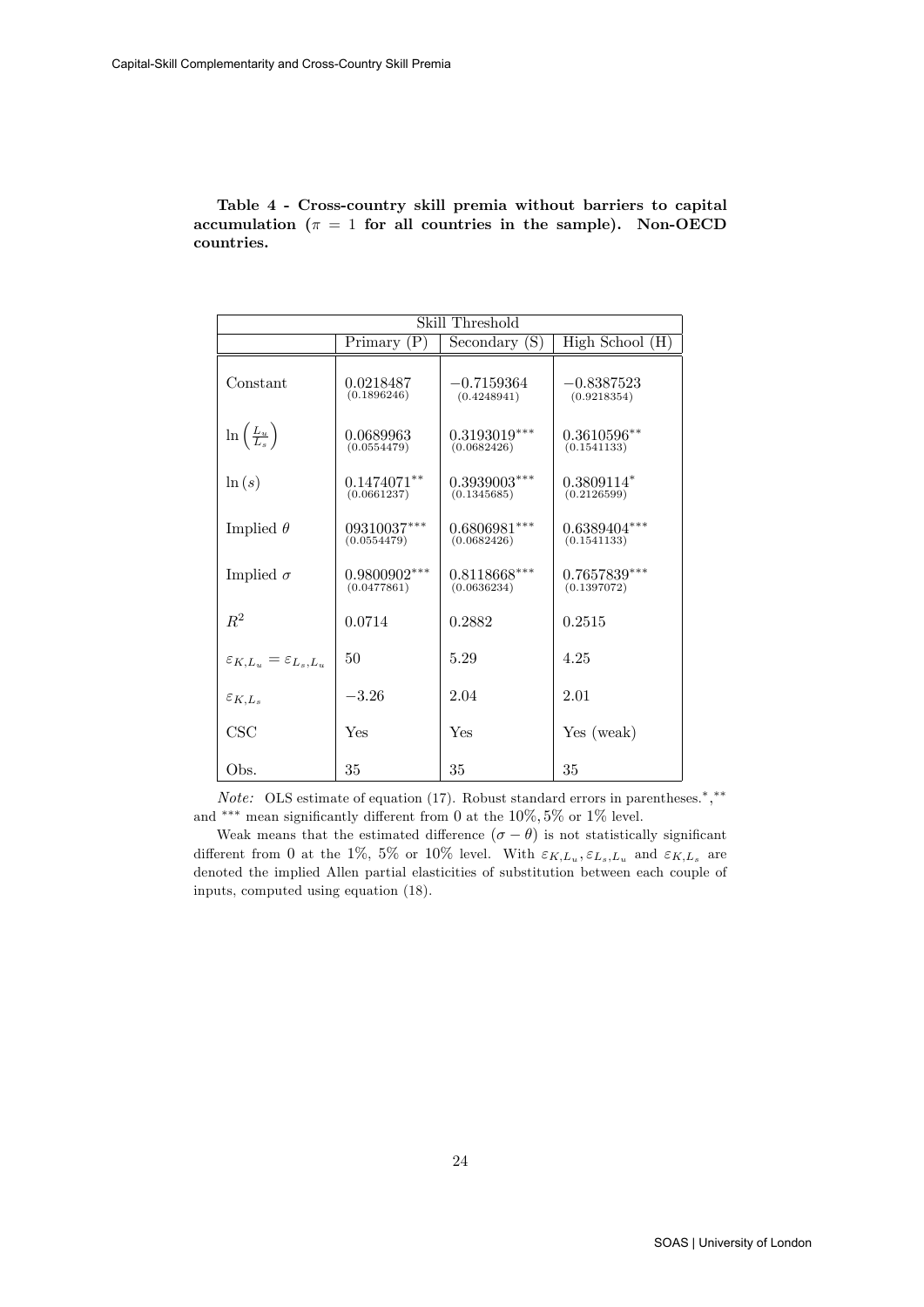**Table 4 - Cross-country skill premia without barriers to capital accumulation ($\pi = 1$ for all countries in the sample). Non-OECD countries.**

| | Skill Threshold | | |
|---|---|---|---|
| | Primary (P) | Secondary (S) | High School (H) |
| Constant | 0.0218487 (0.1896246) | $-0.7159364$ (0.4248941) | $-0.8387523$ (0.9218354) |
| $\ln\left(\frac{L_u}{L_s}\right)$ | 0.0689963 (0.0554479) | 0.3193019*** (0.0682426) | 0.3610596** (0.1541133) |
| $\ln(s)$ | 0.1474071** (0.0661237) | 0.3939003*** (0.1345685) | 0.3809114* (0.2126599) |
| Implied $\theta$ | 09310037*** (0.0554479) | 0.6806981*** (0.0682426) | 0.6389404*** (0.1541133) |
| Implied $\sigma$ | 0.9800902*** (0.0477861) | 0.8118668*** (0.0636234) | 0.7657839*** (0.1397072) |
| $R^2$ | 0.0714 | 0.2882 | 0.2515 |
| $\varepsilon_{K,L_u} = \varepsilon_{L_s,L_u}$ | 50 | 5.29 | 4.25 |
| $\varepsilon_{K,L_s}$ | $-3.26$ | 2.04 | 2.01 |
| CSC | Yes | Yes | Yes (weak) |
| Obs. | 35 | 35 | 35 |

*Note:* OLS estimate of equation (17). Robust standard errors in parentheses. *, ** and *** mean significantly different from 0 at the 10%, 5% or 1% level.

Weak means that the estimated difference $(\sigma - \theta)$ is not statistically significant different from 0 at the 1%, 5% or 10% level. With $\varepsilon_{K,L_u}, \varepsilon_{L_s,L_u}$ and $\varepsilon_{K,L_s}$ are denoted the implied Allen partial elasticities of substitution between each couple of inputs, computed using equation (18).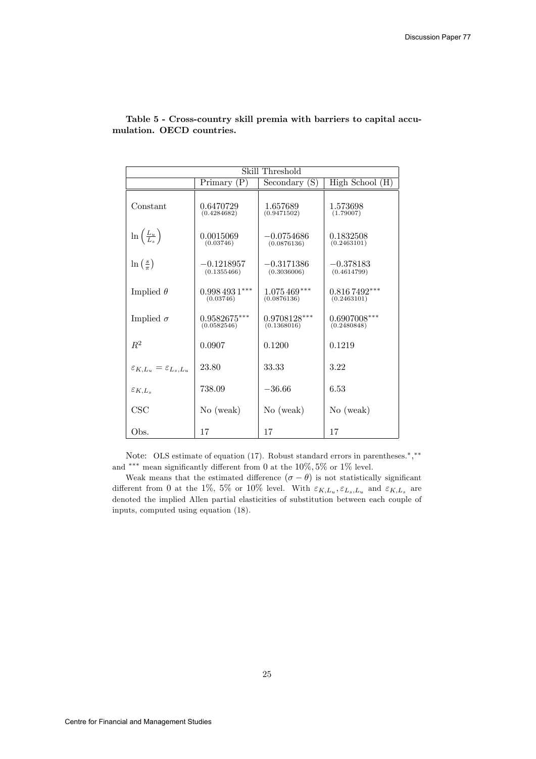**Table 5 - Cross-country skill premia with barriers to capital accumulation. OECD countries.**

| | Skill Threshold | | |
|---|---|---|---|
| | Primary (P) | Secondary (S) | High School (H) |
| Constant | 0.6470729 (0.4284682) | 1.657689 (0.9471502) | 1.573698 (1.79007) |
| $\ln\left(\frac{L_u}{L_s}\right)$ | 0.0015069 (0.03746) | $-0.0754686$ (0.0876136) | 0.1832508 (0.2463101) |
| $\ln\left(\frac{s}{\pi}\right)$ | $-0.1218957$ (0.1355466) | $-0.3171386$ (0.3036006) | $-0.378183$ (0.4614799) |
| Implied $\theta$ | 0.998 493 1$^{***}$ (0.03746) | 1.075 469$^{***}$ (0.0876136) | 0.816 7492$^{***}$ (0.2463101) |
| Implied $\sigma$ | 0.9582675$^{***}$ (0.0582546) | 0.9708128$^{***}$ (0.1368016) | 0.6907008$^{***}$ (0.2480848) |
| $R^2$ | 0.0907 | 0.1200 | 0.1219 |
| $\varepsilon_{K,L_u} = \varepsilon_{L_s,L_u}$ | 23.80 | 33.33 | 3.22 |
| $\varepsilon_{K,L_s}$ | 738.09 | $-36.66$ | 6.53 |
| CSC | No (weak) | No (weak) | No (weak) |
| Obs. | 17 | 17 | 17 |

Note: OLS estimate of equation (17). Robust standard errors in parentheses.$^{*}$,$^{**}$ and $^{***}$ mean significantly different from 0 at the $10\%, 5\%$ or $1\%$ level.

Weak means that the estimated difference $(\sigma - \theta)$ is not statistically significant different from 0 at the 1%, 5% or 10% level. With $\varepsilon_{K,L_u}, \varepsilon_{L_s,L_u}$ and $\varepsilon_{K,L_s}$ are denoted the implied Allen partial elasticities of substitution between each couple of inputs, computed using equation (18).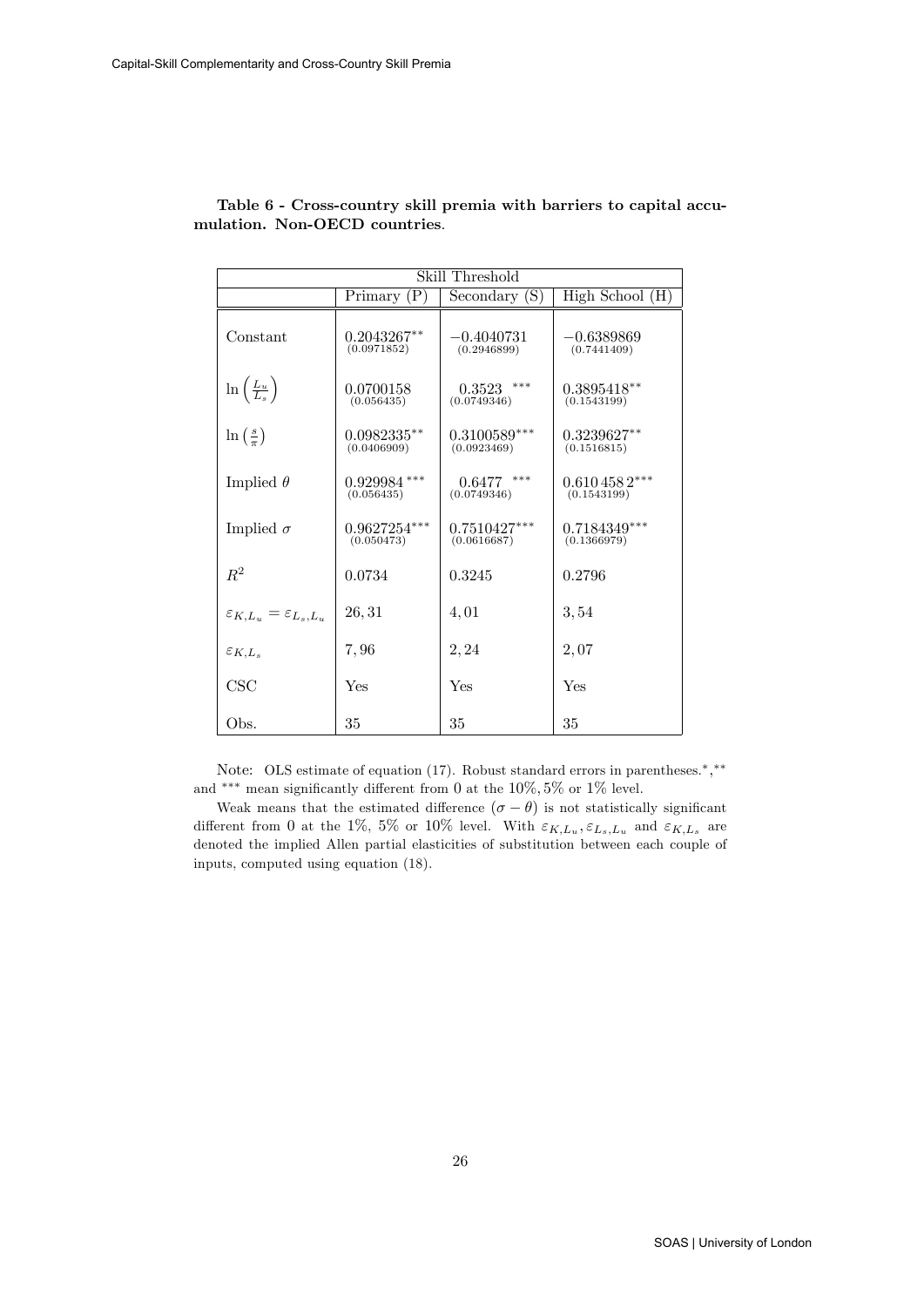**Table 6 - Cross-country skill premia with barriers to capital accumulation. Non-OECD countries**.

| | Skill Threshold | | |
|---|---|---|---|
| | Primary (P) | Secondary (S) | High School (H) |
| Constant | $0.2043267^{**}$ (0.0971852) | $-0.4040731$ (0.2946899) | $-0.6389869$ (0.7441409) |
| $\ln\left(\frac{L_u}{L_s}\right)$ | $0.0700158$ (0.056435) | $0.3523^{***}$ (0.0749346) | $0.3895418^{**}$ (0.1543199) |
| $\ln\left(\frac{s}{\pi}\right)$ | $0.0982335^{**}$ (0.0406909) | $0.3100589^{***}$ (0.0923469) | $0.3239627^{**}$ (0.1516815) |
| Implied $\theta$ | $0.929984^{***}$ (0.056435) | $0.6477^{***}$ (0.0749346) | $0.6104582^{***}$ (0.1543199) |
| Implied $\sigma$ | $0.9627254^{***}$ (0.050473) | $0.7510427^{***}$ (0.0616687) | $0.7184349^{***}$ (0.1366979) |
| $R^2$ | 0.0734 | 0.3245 | 0.2796 |
| $\varepsilon_{K,L_u} = \varepsilon_{L_s,L_u}$ | 26,31 | 4,01 | 3,54 |
| $\varepsilon_{K,L_s}$ | 7,96 | 2,24 | 2,07 |
| CSC | Yes | Yes | Yes |
| Obs. | 35 | 35 | 35 |

Note: OLS estimate of equation (17). Robust standard errors in parentheses.$^{*}$,$^{**}$ and $^{***}$ mean significantly different from 0 at the $10\%, 5\%$ or $1\%$ level.

Weak means that the estimated difference $(\sigma - \theta)$ is not statistically significant different from 0 at the 1%, 5% or 10% level. With $\varepsilon_{K,L_u}, \varepsilon_{L_s,L_u}$ and $\varepsilon_{K,L_s}$ are denoted the implied Allen partial elasticities of substitution between each couple of inputs, computed using equation (18).